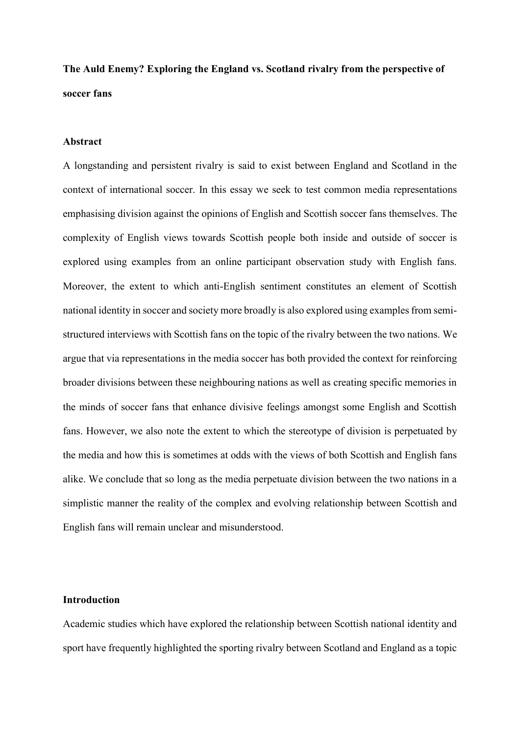**The Auld Enemy? Exploring the England vs. Scotland rivalry from the perspective of soccer fans**

## Abstract

A longstanding and persistent rivalry is said to exist between England and Scotland in the context of international soccer. In this essay we seek to test common media representations emphasising division against the opinions of English and Scottish soccer fans themselves. The complexity of English views towards Scottish people both inside and outside of soccer is explored using examples from an online participant observation study with English fans. Moreover, the extent to which anti-English sentiment constitutes an element of Scottish national identity in soccer and society more broadly is also explored using examples from semi-structured interviews with Scottish fans on the topic of the rivalry between the two nations. We argue that via representations in the media soccer has both provided the context for reinforcing broader divisions between these neighbouring nations as well as creating specific memories in the minds of soccer fans that enhance divisive feelings amongst some English and Scottish fans. However, we also note the extent to which the stereotype of division is perpetuated by the media and how this is sometimes at odds with the views of both Scottish and English fans alike. We conclude that so long as the media perpetuate division between the two nations in a simplistic manner the reality of the complex and evolving relationship between Scottish and English fans will remain unclear and misunderstood.

## Introduction

Academic studies which have explored the relationship between Scottish national identity and sport have frequently highlighted the sporting rivalry between Scotland and England as a topic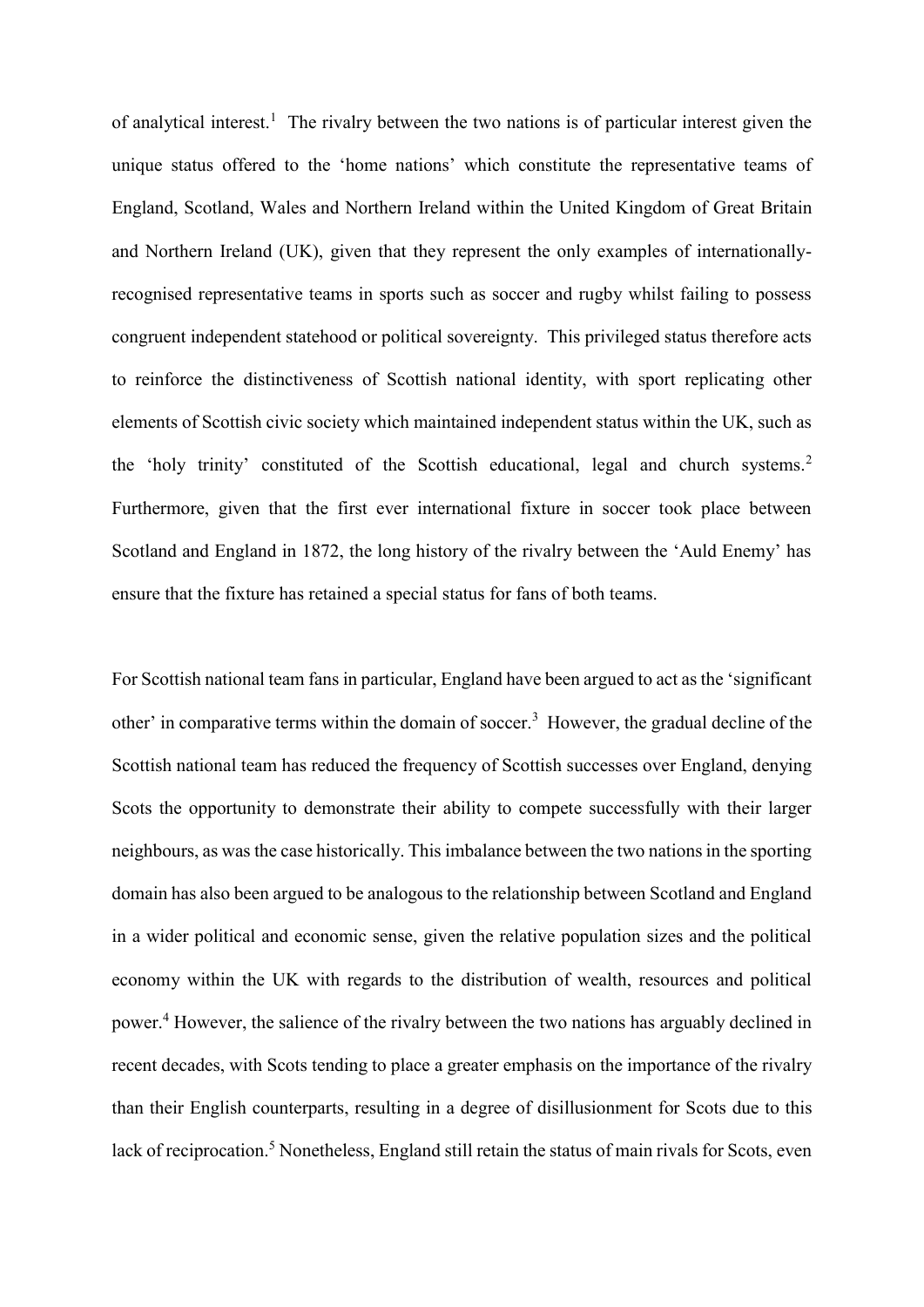of analytical interest.[1] The rivalry between the two nations is of particular interest given the unique status offered to the 'home nations' which constitute the representative teams of England, Scotland, Wales and Northern Ireland within the United Kingdom of Great Britain and Northern Ireland (UK), given that they represent the only examples of internationally-recognised representative teams in sports such as soccer and rugby whilst failing to possess congruent independent statehood or political sovereignty. This privileged status therefore acts to reinforce the distinctiveness of Scottish national identity, with sport replicating other elements of Scottish civic society which maintained independent status within the UK, such as the 'holy trinity' constituted of the Scottish educational, legal and church systems.[2] Furthermore, given that the first ever international fixture in soccer took place between Scotland and England in 1872, the long history of the rivalry between the 'Auld Enemy' has ensure that the fixture has retained a special status for fans of both teams.

For Scottish national team fans in particular, England have been argued to act as the 'significant other' in comparative terms within the domain of soccer.[3] However, the gradual decline of the Scottish national team has reduced the frequency of Scottish successes over England, denying Scots the opportunity to demonstrate their ability to compete successfully with their larger neighbours, as was the case historically. This imbalance between the two nations in the sporting domain has also been argued to be analogous to the relationship between Scotland and England in a wider political and economic sense, given the relative population sizes and the political economy within the UK with regards to the distribution of wealth, resources and political power.[4] However, the salience of the rivalry between the two nations has arguably declined in recent decades, with Scots tending to place a greater emphasis on the importance of the rivalry than their English counterparts, resulting in a degree of disillusionment for Scots due to this lack of reciprocation.[5] Nonetheless, England still retain the status of main rivals for Scots, even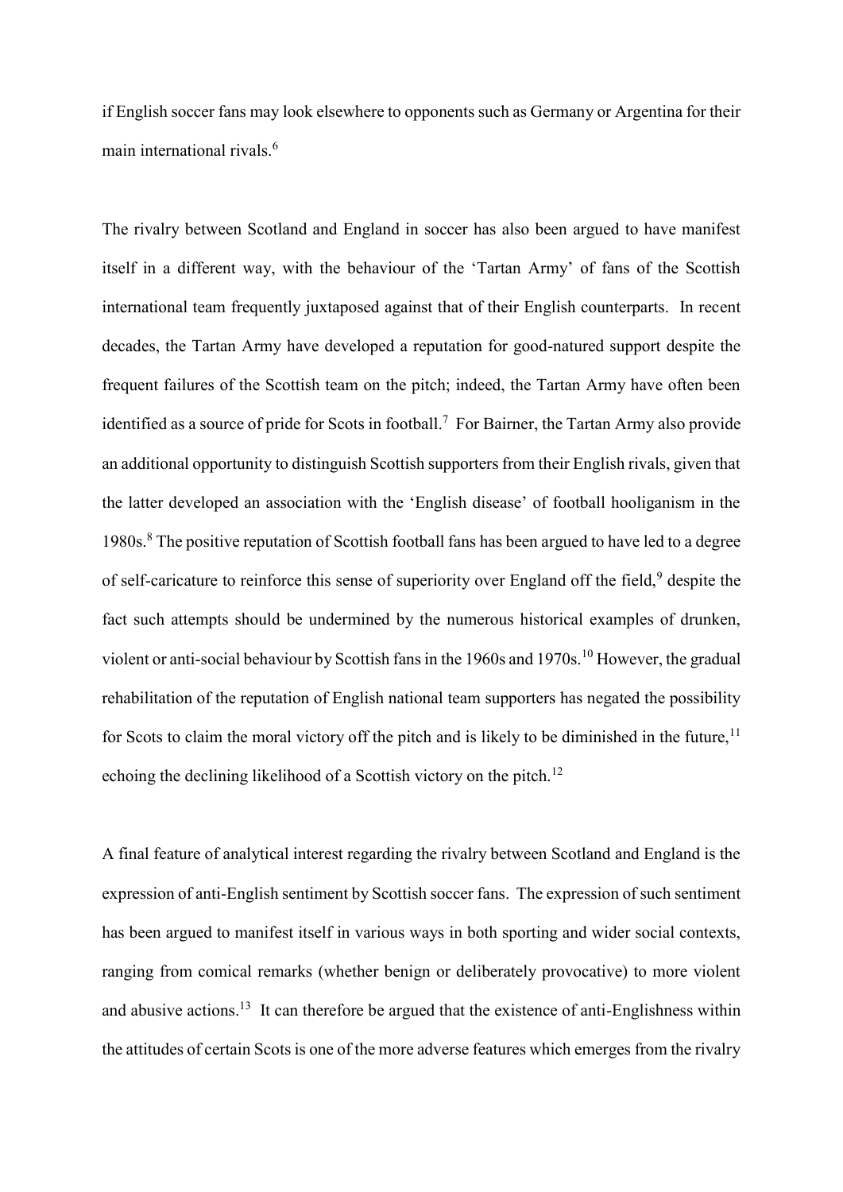if English soccer fans may look elsewhere to opponents such as Germany or Argentina for their main international rivals.[6]

The rivalry between Scotland and England in soccer has also been argued to have manifest itself in a different way, with the behaviour of the 'Tartan Army' of fans of the Scottish international team frequently juxtaposed against that of their English counterparts. In recent decades, the Tartan Army have developed a reputation for good-natured support despite the frequent failures of the Scottish team on the pitch; indeed, the Tartan Army have often been identified as a source of pride for Scots in football.[7] For Bairner, the Tartan Army also provide an additional opportunity to distinguish Scottish supporters from their English rivals, given that the latter developed an association with the 'English disease' of football hooliganism in the 1980s.[8] The positive reputation of Scottish football fans has been argued to have led to a degree of self-caricature to reinforce this sense of superiority over England off the field,[9] despite the fact such attempts should be undermined by the numerous historical examples of drunken, violent or anti-social behaviour by Scottish fans in the 1960s and 1970s.[10] However, the gradual rehabilitation of the reputation of English national team supporters has negated the possibility for Scots to claim the moral victory off the pitch and is likely to be diminished in the future,[11] echoing the declining likelihood of a Scottish victory on the pitch.[12]

A final feature of analytical interest regarding the rivalry between Scotland and England is the expression of anti-English sentiment by Scottish soccer fans. The expression of such sentiment has been argued to manifest itself in various ways in both sporting and wider social contexts, ranging from comical remarks (whether benign or deliberately provocative) to more violent and abusive actions.[13] It can therefore be argued that the existence of anti-Englishness within the attitudes of certain Scots is one of the more adverse features which emerges from the rivalry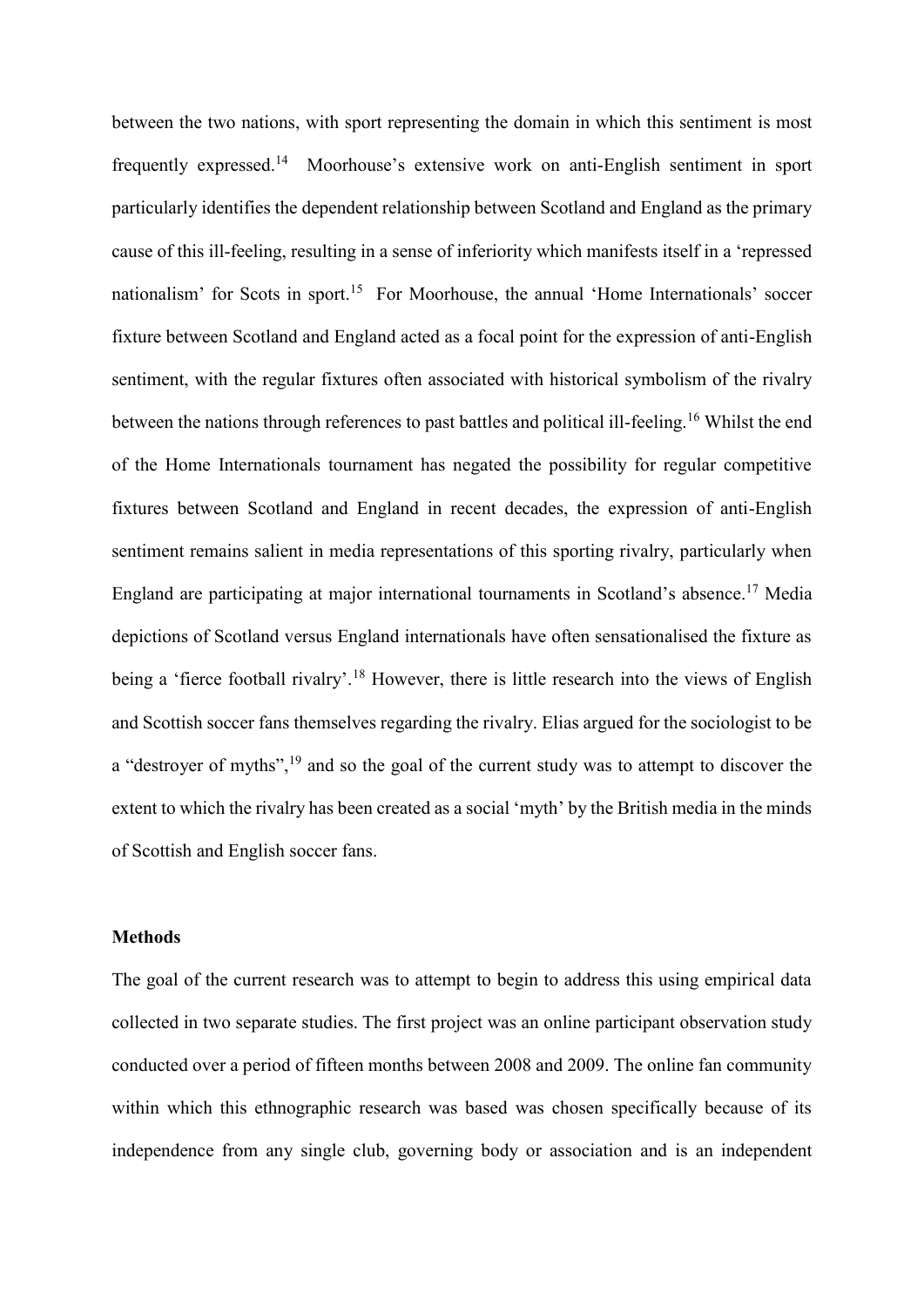between the two nations, with sport representing the domain in which this sentiment is most frequently expressed.[14] Moorhouse's extensive work on anti-English sentiment in sport particularly identifies the dependent relationship between Scotland and England as the primary cause of this ill-feeling, resulting in a sense of inferiority which manifests itself in a 'repressed nationalism' for Scots in sport.[15] For Moorhouse, the annual 'Home Internationals' soccer fixture between Scotland and England acted as a focal point for the expression of anti-English sentiment, with the regular fixtures often associated with historical symbolism of the rivalry between the nations through references to past battles and political ill-feeling.[16] Whilst the end of the Home Internationals tournament has negated the possibility for regular competitive fixtures between Scotland and England in recent decades, the expression of anti-English sentiment remains salient in media representations of this sporting rivalry, particularly when England are participating at major international tournaments in Scotland's absence.[17] Media depictions of Scotland versus England internationals have often sensationalised the fixture as being a 'fierce football rivalry'.[18] However, there is little research into the views of English and Scottish soccer fans themselves regarding the rivalry. Elias argued for the sociologist to be a "destroyer of myths",[19] and so the goal of the current study was to attempt to discover the extent to which the rivalry has been created as a social 'myth' by the British media in the minds of Scottish and English soccer fans.

**Methods**

The goal of the current research was to attempt to begin to address this using empirical data collected in two separate studies. The first project was an online participant observation study conducted over a period of fifteen months between 2008 and 2009. The online fan community within which this ethnographic research was based was chosen specifically because of its independence from any single club, governing body or association and is an independent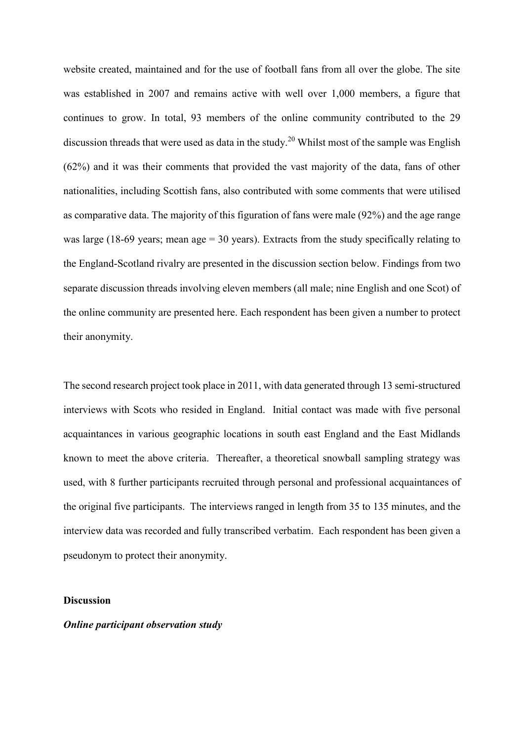website created, maintained and for the use of football fans from all over the globe. The site was established in 2007 and remains active with well over 1,000 members, a figure that continues to grow. In total, 93 members of the online community contributed to the 29 discussion threads that were used as data in the study.[20] Whilst most of the sample was English (62%) and it was their comments that provided the vast majority of the data, fans of other nationalities, including Scottish fans, also contributed with some comments that were utilised as comparative data. The majority of this figuration of fans were male (92%) and the age range was large (18-69 years; mean age = 30 years). Extracts from the study specifically relating to the England-Scotland rivalry are presented in the discussion section below. Findings from two separate discussion threads involving eleven members (all male; nine English and one Scot) of the online community are presented here. Each respondent has been given a number to protect their anonymity.

The second research project took place in 2011, with data generated through 13 semi-structured interviews with Scots who resided in England. Initial contact was made with five personal acquaintances in various geographic locations in south east England and the East Midlands known to meet the above criteria. Thereafter, a theoretical snowball sampling strategy was used, with 8 further participants recruited through personal and professional acquaintances of the original five participants. The interviews ranged in length from 35 to 135 minutes, and the interview data was recorded and fully transcribed verbatim. Each respondent has been given a pseudonym to protect their anonymity.

## Discussion

### *Online participant observation study*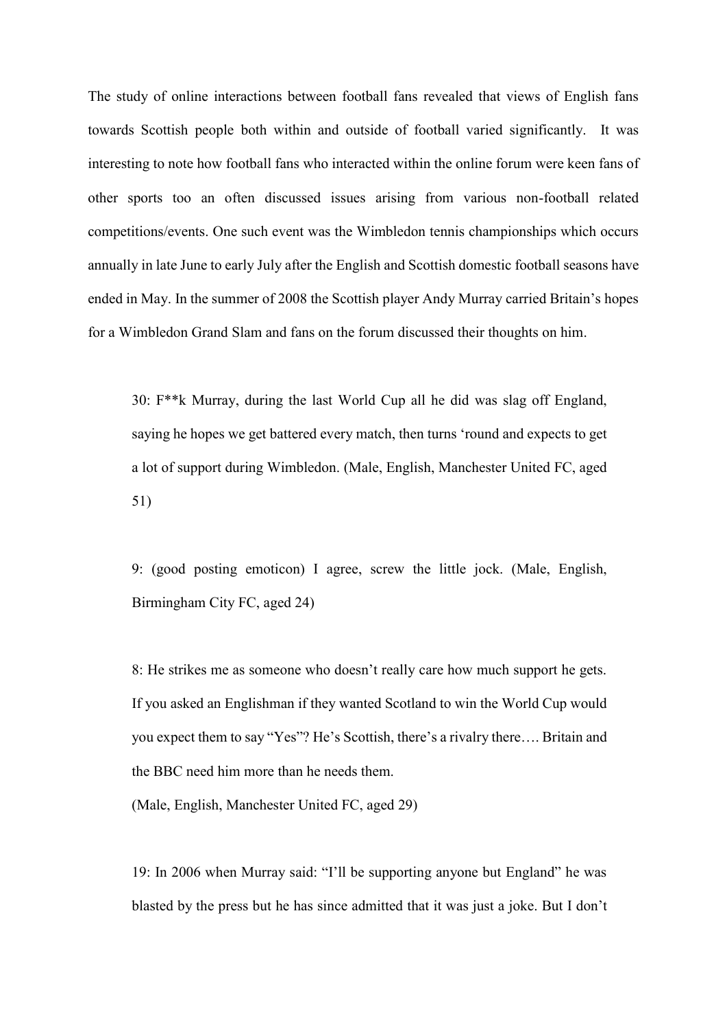The study of online interactions between football fans revealed that views of English fans towards Scottish people both within and outside of football varied significantly. It was interesting to note how football fans who interacted within the online forum were keen fans of other sports too an often discussed issues arising from various non-football related competitions/events. One such event was the Wimbledon tennis championships which occurs annually in late June to early July after the English and Scottish domestic football seasons have ended in May. In the summer of 2008 the Scottish player Andy Murray carried Britain's hopes for a Wimbledon Grand Slam and fans on the forum discussed their thoughts on him.

> 30: F**k Murray, during the last World Cup all he did was slag off England, saying he hopes we get battered every match, then turns 'round and expects to get a lot of support during Wimbledon. (Male, English, Manchester United FC, aged 51)

> 9: (good posting emoticon) I agree, screw the little jock. (Male, English, Birmingham City FC, aged 24)

> 8: He strikes me as someone who doesn't really care how much support he gets. If you asked an Englishman if they wanted Scotland to win the World Cup would you expect them to say "Yes"? He's Scottish, there's a rivalry there…. Britain and the BBC need him more than he needs them.
> (Male, English, Manchester United FC, aged 29)

> 19: In 2006 when Murray said: "I'll be supporting anyone but England" he was blasted by the press but he has since admitted that it was just a joke. But I don't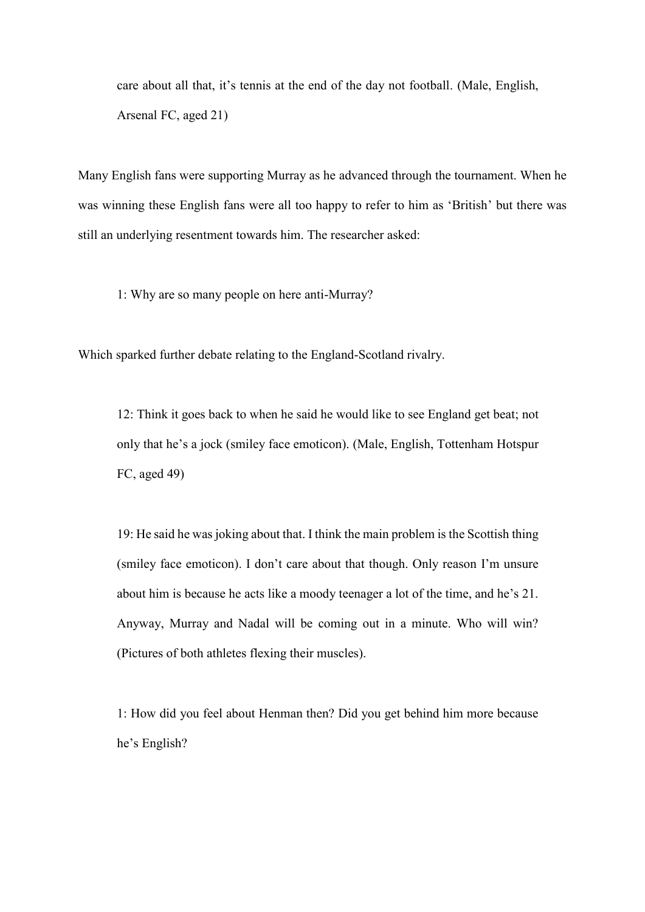> care about all that, it's tennis at the end of the day not football. (Male, English, Arsenal FC, aged 21)

Many English fans were supporting Murray as he advanced through the tournament. When he was winning these English fans were all too happy to refer to him as 'British' but there was still an underlying resentment towards him. The researcher asked:

> 1: Why are so many people on here anti-Murray?

Which sparked further debate relating to the England-Scotland rivalry.

> 12: Think it goes back to when he said he would like to see England get beat; not only that he's a jock (smiley face emoticon). (Male, English, Tottenham Hotspur FC, aged 49)
>
> 19: He said he was joking about that. I think the main problem is the Scottish thing (smiley face emoticon). I don't care about that though. Only reason I'm unsure about him is because he acts like a moody teenager a lot of the time, and he's 21. Anyway, Murray and Nadal will be coming out in a minute. Who will win? (Pictures of both athletes flexing their muscles).
>
> 1: How did you feel about Henman then? Did you get behind him more because he's English?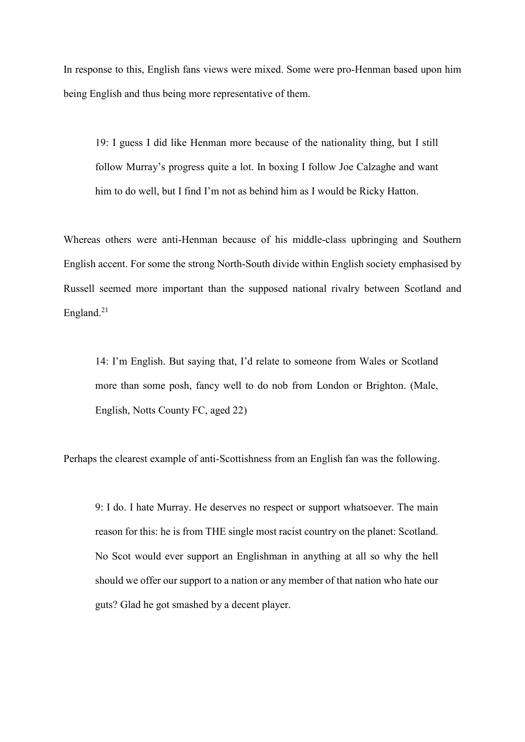In response to this, English fans views were mixed. Some were pro-Henman based upon him being English and thus being more representative of them.

> 19: I guess I did like Henman more because of the nationality thing, but I still follow Murray's progress quite a lot. In boxing I follow Joe Calzaghe and want him to do well, but I find I'm not as behind him as I would be Ricky Hatton.

Whereas others were anti-Henman because of his middle-class upbringing and Southern English accent. For some the strong North-South divide within English society emphasised by Russell seemed more important than the supposed national rivalry between Scotland and England.[21]

> 14: I'm English. But saying that, I'd relate to someone from Wales or Scotland more than some posh, fancy well to do nob from London or Brighton. (Male, English, Notts County FC, aged 22)

Perhaps the clearest example of anti-Scottishness from an English fan was the following.

> 9: I do. I hate Murray. He deserves no respect or support whatsoever. The main reason for this: he is from THE single most racist country on the planet: Scotland. No Scot would ever support an Englishman in anything at all so why the hell should we offer our support to a nation or any member of that nation who hate our guts? Glad he got smashed by a decent player.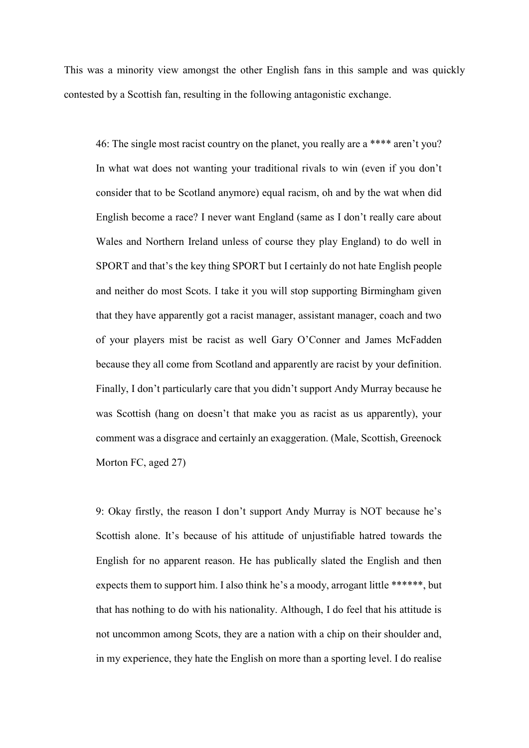This was a minority view amongst the other English fans in this sample and was quickly contested by a Scottish fan, resulting in the following antagonistic exchange.

> 46: The single most racist country on the planet, you really are a **** aren't you? In what wat does not wanting your traditional rivals to win (even if you don't consider that to be Scotland anymore) equal racism, oh and by the wat when did English become a race? I never want England (same as I don't really care about Wales and Northern Ireland unless of course they play England) to do well in SPORT and that's the key thing SPORT but I certainly do not hate English people and neither do most Scots. I take it you will stop supporting Birmingham given that they have apparently got a racist manager, assistant manager, coach and two of your players mist be racist as well Gary O'Conner and James McFadden because they all come from Scotland and apparently are racist by your definition. Finally, I don't particularly care that you didn't support Andy Murray because he was Scottish (hang on doesn't that make you as racist as us apparently), your comment was a disgrace and certainly an exaggeration. (Male, Scottish, Greenock Morton FC, aged 27)

> 9: Okay firstly, the reason I don't support Andy Murray is NOT because he's Scottish alone. It's because of his attitude of unjustifiable hatred towards the English for no apparent reason. He has publically slated the English and then expects them to support him. I also think he's a moody, arrogant little ******, but that has nothing to do with his nationality. Although, I do feel that his attitude is not uncommon among Scots, they are a nation with a chip on their shoulder and, in my experience, they hate the English on more than a sporting level. I do realise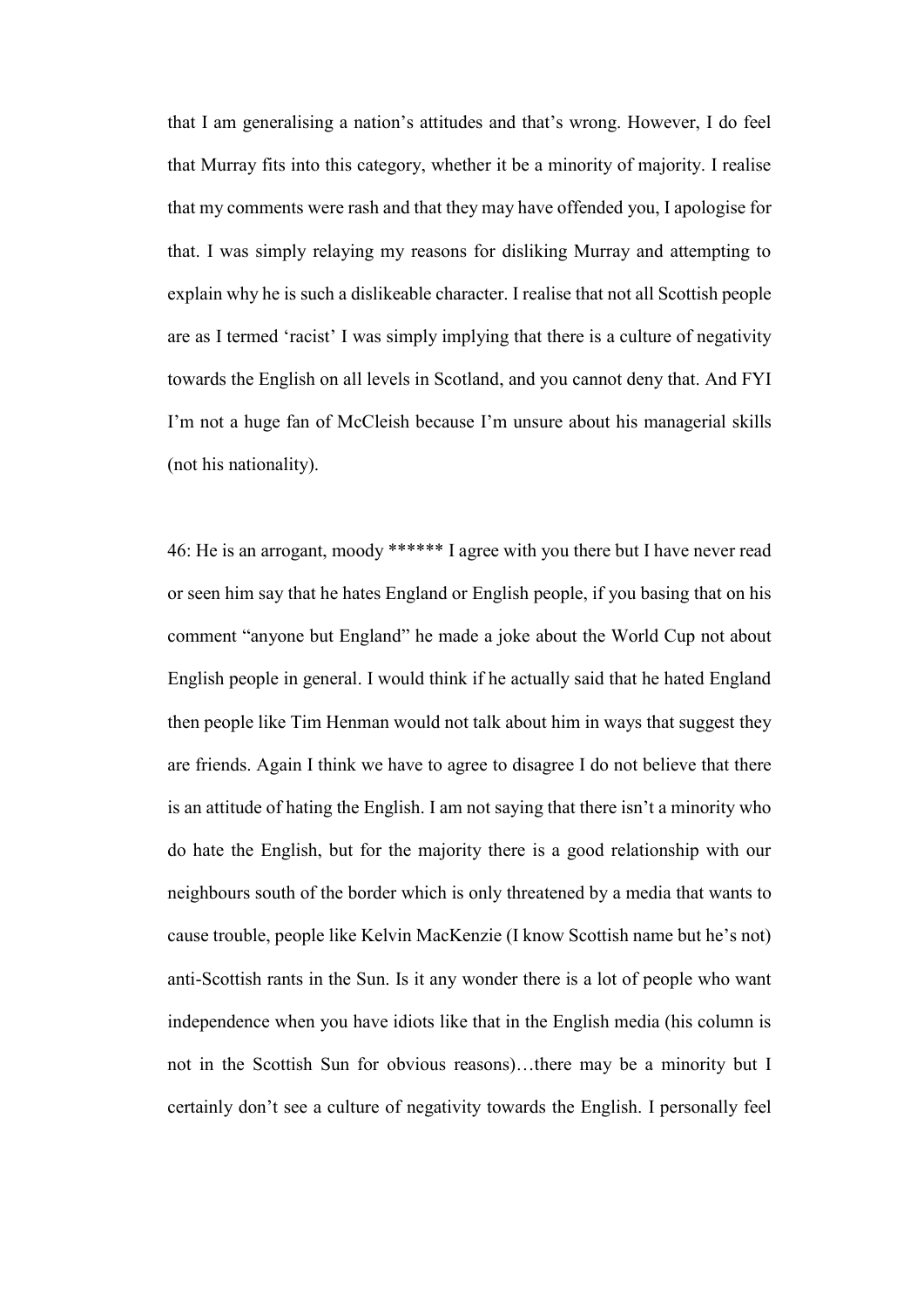that I am generalising a nation's attitudes and that's wrong. However, I do feel that Murray fits into this category, whether it be a minority of majority. I realise that my comments were rash and that they may have offended you, I apologise for that. I was simply relaying my reasons for disliking Murray and attempting to explain why he is such a dislikeable character. I realise that not all Scottish people are as I termed 'racist' I was simply implying that there is a culture of negativity towards the English on all levels in Scotland, and you cannot deny that. And FYI I'm not a huge fan of McCleish because I'm unsure about his managerial skills (not his nationality).

46: He is an arrogant, moody ****** I agree with you there but I have never read or seen him say that he hates England or English people, if you basing that on his comment "anyone but England" he made a joke about the World Cup not about English people in general. I would think if he actually said that he hated England then people like Tim Henman would not talk about him in ways that suggest they are friends. Again I think we have to agree to disagree I do not believe that there is an attitude of hating the English. I am not saying that there isn't a minority who do hate the English, but for the majority there is a good relationship with our neighbours south of the border which is only threatened by a media that wants to cause trouble, people like Kelvin MacKenzie (I know Scottish name but he's not) anti-Scottish rants in the Sun. Is it any wonder there is a lot of people who want independence when you have idiots like that in the English media (his column is not in the Scottish Sun for obvious reasons)…there may be a minority but I certainly don't see a culture of negativity towards the English. I personally feel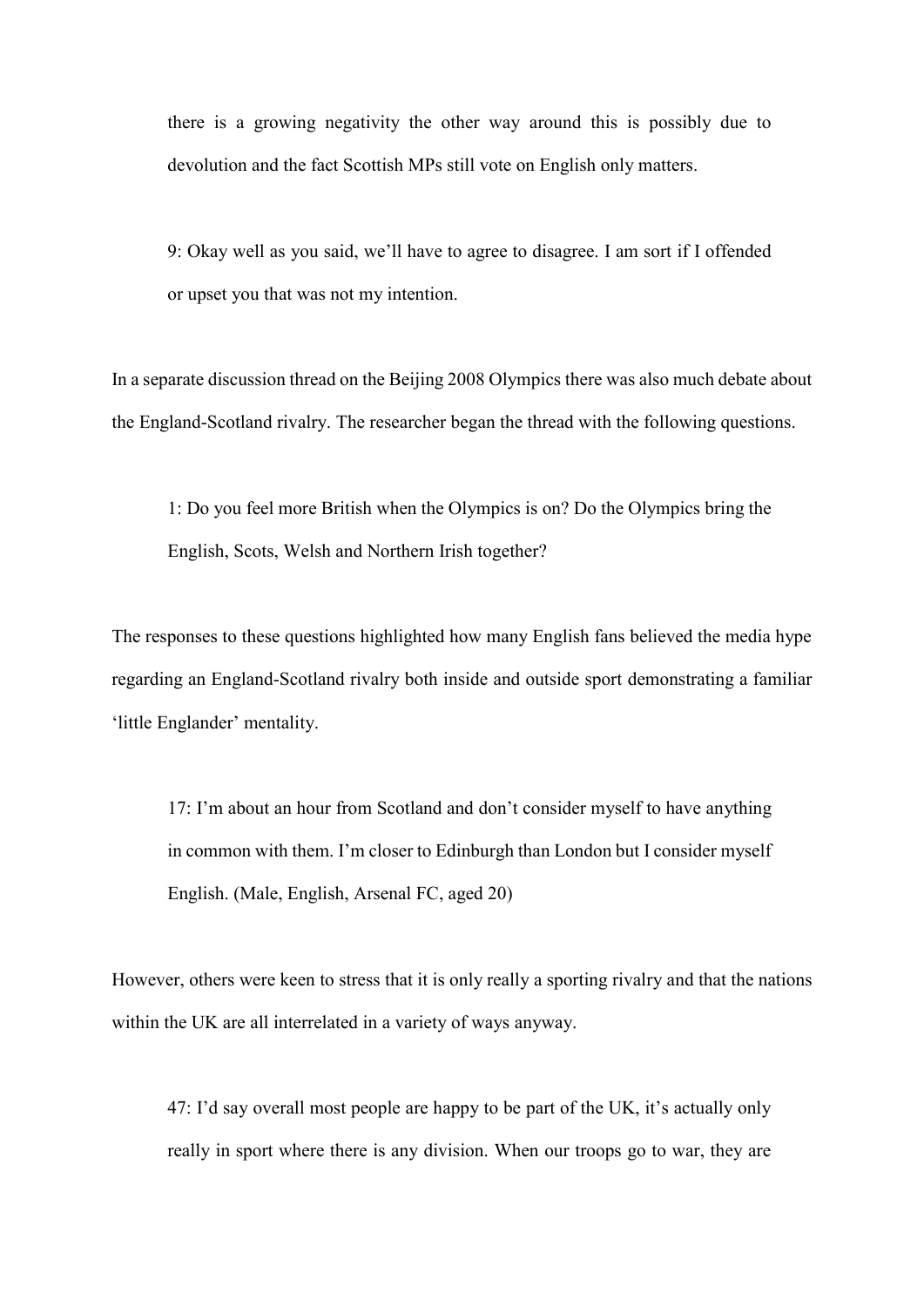> there is a growing negativity the other way around this is possibly due to devolution and the fact Scottish MPs still vote on English only matters.

> 9: Okay well as you said, we'll have to agree to disagree. I am sort if I offended or upset you that was not my intention.

In a separate discussion thread on the Beijing 2008 Olympics there was also much debate about the England-Scotland rivalry. The researcher began the thread with the following questions.

> 1: Do you feel more British when the Olympics is on? Do the Olympics bring the English, Scots, Welsh and Northern Irish together?

The responses to these questions highlighted how many English fans believed the media hype regarding an England-Scotland rivalry both inside and outside sport demonstrating a familiar 'little Englander' mentality.

> 17: I'm about an hour from Scotland and don't consider myself to have anything in common with them. I'm closer to Edinburgh than London but I consider myself English. (Male, English, Arsenal FC, aged 20)

However, others were keen to stress that it is only really a sporting rivalry and that the nations within the UK are all interrelated in a variety of ways anyway.

> 47: I'd say overall most people are happy to be part of the UK, it's actually only really in sport where there is any division. When our troops go to war, they are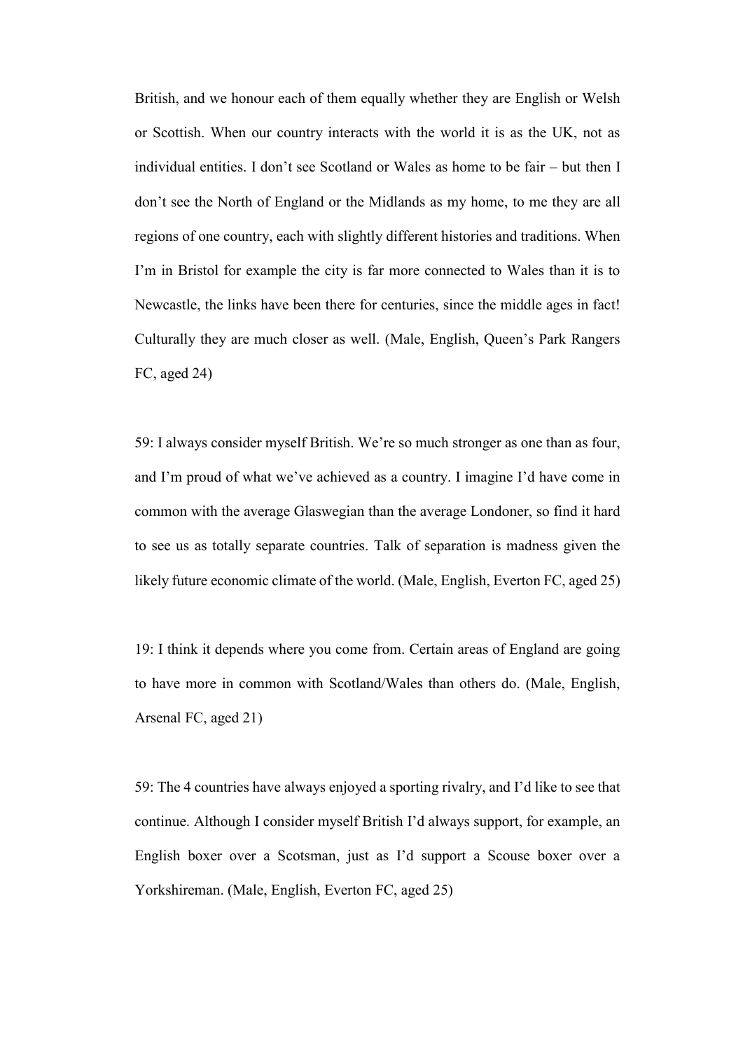British, and we honour each of them equally whether they are English or Welsh or Scottish. When our country interacts with the world it is as the UK, not as individual entities. I don't see Scotland or Wales as home to be fair – but then I don't see the North of England or the Midlands as my home, to me they are all regions of one country, each with slightly different histories and traditions. When I'm in Bristol for example the city is far more connected to Wales than it is to Newcastle, the links have been there for centuries, since the middle ages in fact! Culturally they are much closer as well. (Male, English, Queen's Park Rangers FC, aged 24)

59: I always consider myself British. We're so much stronger as one than as four, and I'm proud of what we've achieved as a country. I imagine I'd have come in common with the average Glaswegian than the average Londoner, so find it hard to see us as totally separate countries. Talk of separation is madness given the likely future economic climate of the world. (Male, English, Everton FC, aged 25)

19: I think it depends where you come from. Certain areas of England are going to have more in common with Scotland/Wales than others do. (Male, English, Arsenal FC, aged 21)

59: The 4 countries have always enjoyed a sporting rivalry, and I'd like to see that continue. Although I consider myself British I'd always support, for example, an English boxer over a Scotsman, just as I'd support a Scouse boxer over a Yorkshireman. (Male, English, Everton FC, aged 25)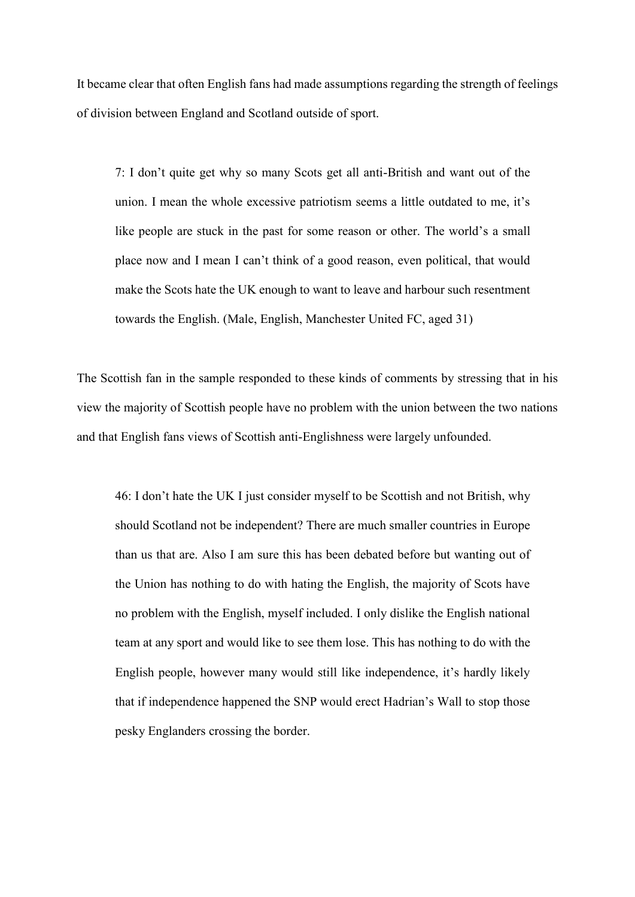It became clear that often English fans had made assumptions regarding the strength of feelings of division between England and Scotland outside of sport.

> 7: I don't quite get why so many Scots get all anti-British and want out of the union. I mean the whole excessive patriotism seems a little outdated to me, it's like people are stuck in the past for some reason or other. The world's a small place now and I mean I can't think of a good reason, even political, that would make the Scots hate the UK enough to want to leave and harbour such resentment towards the English. (Male, English, Manchester United FC, aged 31)

The Scottish fan in the sample responded to these kinds of comments by stressing that in his view the majority of Scottish people have no problem with the union between the two nations and that English fans views of Scottish anti-Englishness were largely unfounded.

> 46: I don't hate the UK I just consider myself to be Scottish and not British, why should Scotland not be independent? There are much smaller countries in Europe than us that are. Also I am sure this has been debated before but wanting out of the Union has nothing to do with hating the English, the majority of Scots have no problem with the English, myself included. I only dislike the English national team at any sport and would like to see them lose. This has nothing to do with the English people, however many would still like independence, it's hardly likely that if independence happened the SNP would erect Hadrian's Wall to stop those pesky Englanders crossing the border.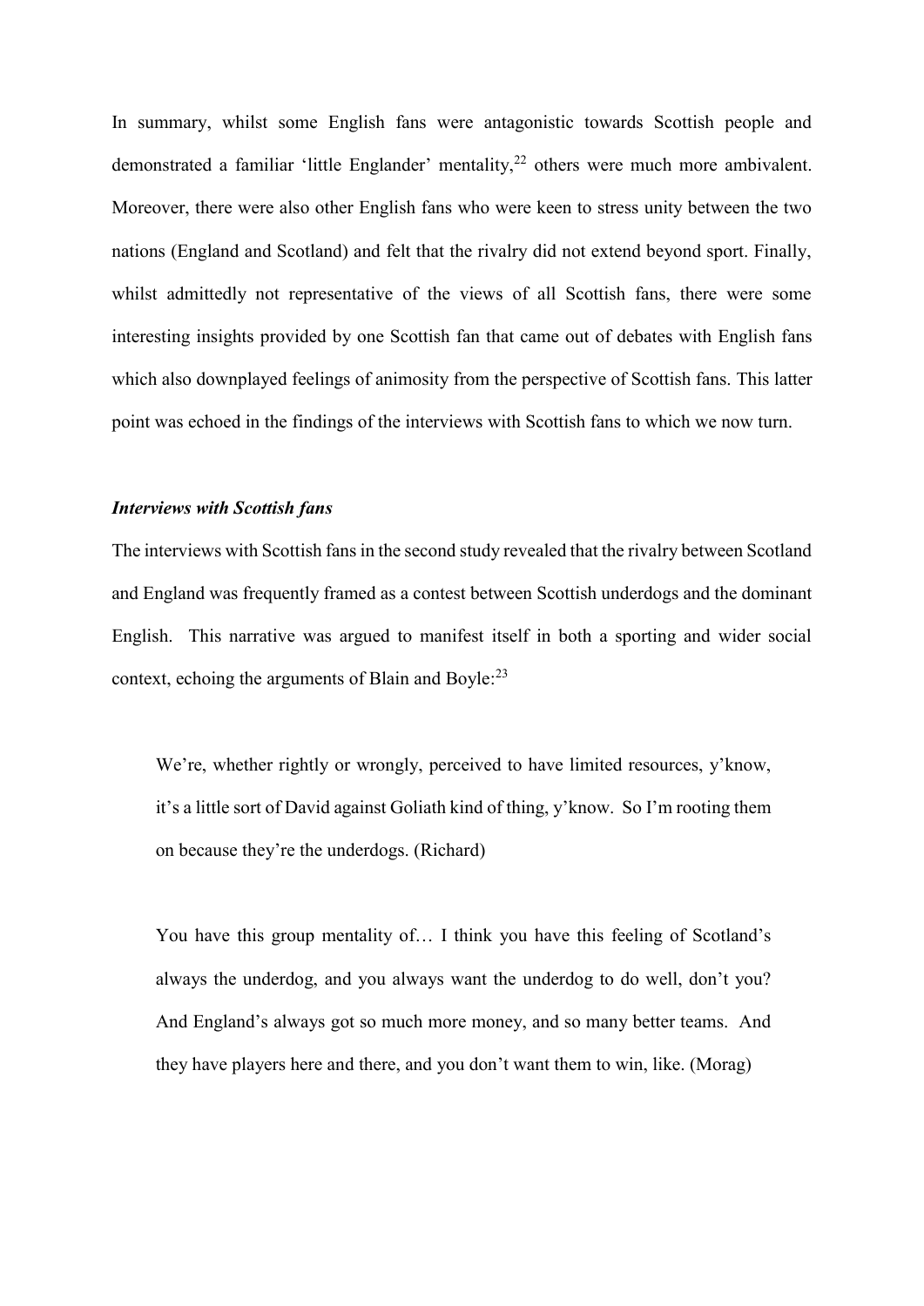In summary, whilst some English fans were antagonistic towards Scottish people and demonstrated a familiar 'little Englander' mentality,[22] others were much more ambivalent. Moreover, there were also other English fans who were keen to stress unity between the two nations (England and Scotland) and felt that the rivalry did not extend beyond sport. Finally, whilst admittedly not representative of the views of all Scottish fans, there were some interesting insights provided by one Scottish fan that came out of debates with English fans which also downplayed feelings of animosity from the perspective of Scottish fans. This latter point was echoed in the findings of the interviews with Scottish fans to which we now turn.

### *Interviews with Scottish fans*

The interviews with Scottish fans in the second study revealed that the rivalry between Scotland and England was frequently framed as a contest between Scottish underdogs and the dominant English. This narrative was argued to manifest itself in both a sporting and wider social context, echoing the arguments of Blain and Boyle:[23]

> We're, whether rightly or wrongly, perceived to have limited resources, y'know, it's a little sort of David against Goliath kind of thing, y'know. So I'm rooting them on because they're the underdogs. (Richard)

> You have this group mentality of… I think you have this feeling of Scotland's always the underdog, and you always want the underdog to do well, don't you? And England's always got so much more money, and so many better teams. And they have players here and there, and you don't want them to win, like. (Morag)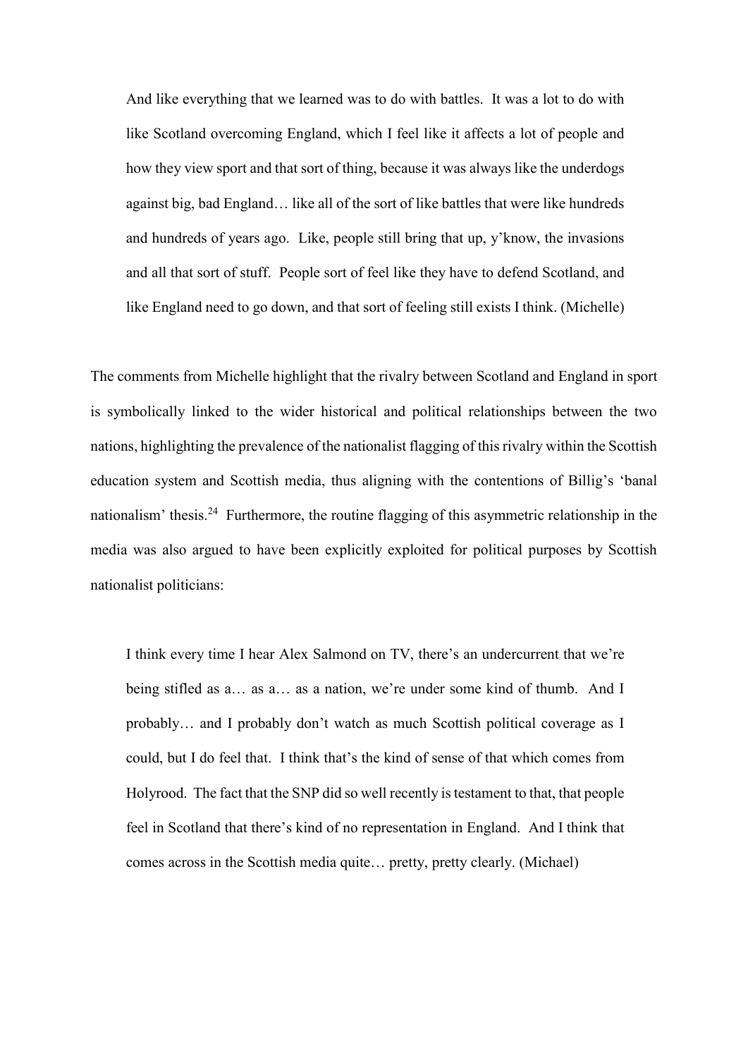> And like everything that we learned was to do with battles. It was a lot to do with like Scotland overcoming England, which I feel like it affects a lot of people and how they view sport and that sort of thing, because it was always like the underdogs against big, bad England… like all of the sort of like battles that were like hundreds and hundreds of years ago. Like, people still bring that up, y'know, the invasions and all that sort of stuff. People sort of feel like they have to defend Scotland, and like England need to go down, and that sort of feeling still exists I think. (Michelle)

The comments from Michelle highlight that the rivalry between Scotland and England in sport is symbolically linked to the wider historical and political relationships between the two nations, highlighting the prevalence of the nationalist flagging of this rivalry within the Scottish education system and Scottish media, thus aligning with the contentions of Billig's 'banal nationalism' thesis.[24] Furthermore, the routine flagging of this asymmetric relationship in the media was also argued to have been explicitly exploited for political purposes by Scottish nationalist politicians:

> I think every time I hear Alex Salmond on TV, there's an undercurrent that we're being stifled as a… as a… as a nation, we're under some kind of thumb. And I probably… and I probably don't watch as much Scottish political coverage as I could, but I do feel that. I think that's the kind of sense of that which comes from Holyrood. The fact that the SNP did so well recently is testament to that, that people feel in Scotland that there's kind of no representation in England. And I think that comes across in the Scottish media quite… pretty, pretty clearly. (Michael)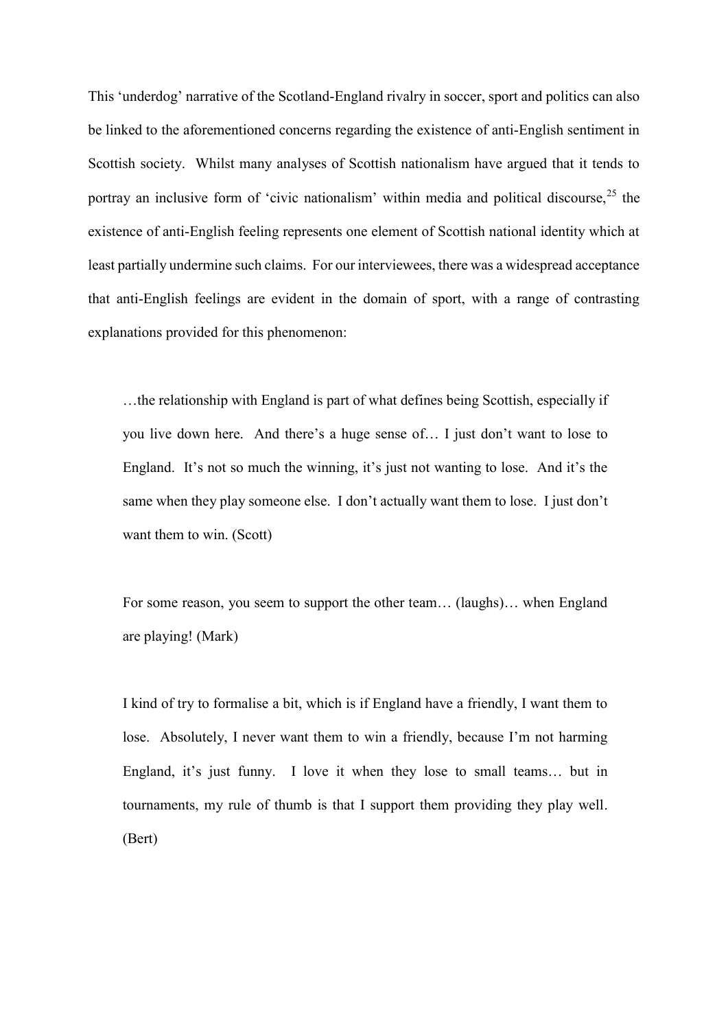This 'underdog' narrative of the Scotland-England rivalry in soccer, sport and politics can also be linked to the aforementioned concerns regarding the existence of anti-English sentiment in Scottish society. Whilst many analyses of Scottish nationalism have argued that it tends to portray an inclusive form of 'civic nationalism' within media and political discourse,[25] the existence of anti-English feeling represents one element of Scottish national identity which at least partially undermine such claims. For our interviewees, there was a widespread acceptance that anti-English feelings are evident in the domain of sport, with a range of contrasting explanations provided for this phenomenon:

> …the relationship with England is part of what defines being Scottish, especially if you live down here. And there's a huge sense of… I just don't want to lose to England. It's not so much the winning, it's just not wanting to lose. And it's the same when they play someone else. I don't actually want them to lose. I just don't want them to win. (Scott)

> For some reason, you seem to support the other team… (laughs)… when England are playing! (Mark)

> I kind of try to formalise a bit, which is if England have a friendly, I want them to lose. Absolutely, I never want them to win a friendly, because I'm not harming England, it's just funny. I love it when they lose to small teams… but in tournaments, my rule of thumb is that I support them providing they play well. (Bert)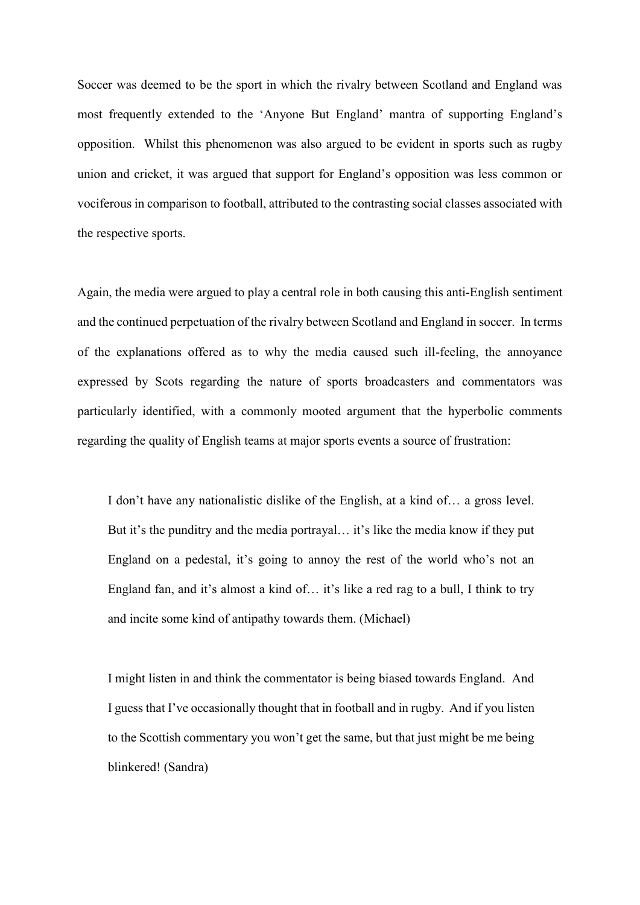Soccer was deemed to be the sport in which the rivalry between Scotland and England was most frequently extended to the 'Anyone But England' mantra of supporting England's opposition. Whilst this phenomenon was also argued to be evident in sports such as rugby union and cricket, it was argued that support for England's opposition was less common or vociferous in comparison to football, attributed to the contrasting social classes associated with the respective sports.

Again, the media were argued to play a central role in both causing this anti-English sentiment and the continued perpetuation of the rivalry between Scotland and England in soccer. In terms of the explanations offered as to why the media caused such ill-feeling, the annoyance expressed by Scots regarding the nature of sports broadcasters and commentators was particularly identified, with a commonly mooted argument that the hyperbolic comments regarding the quality of English teams at major sports events a source of frustration:

> I don't have any nationalistic dislike of the English, at a kind of… a gross level. But it's the punditry and the media portrayal… it's like the media know if they put England on a pedestal, it's going to annoy the rest of the world who's not an England fan, and it's almost a kind of… it's like a red rag to a bull, I think to try and incite some kind of antipathy towards them. (Michael)

> I might listen in and think the commentator is being biased towards England. And I guess that I've occasionally thought that in football and in rugby. And if you listen to the Scottish commentary you won't get the same, but that just might be me being blinkered! (Sandra)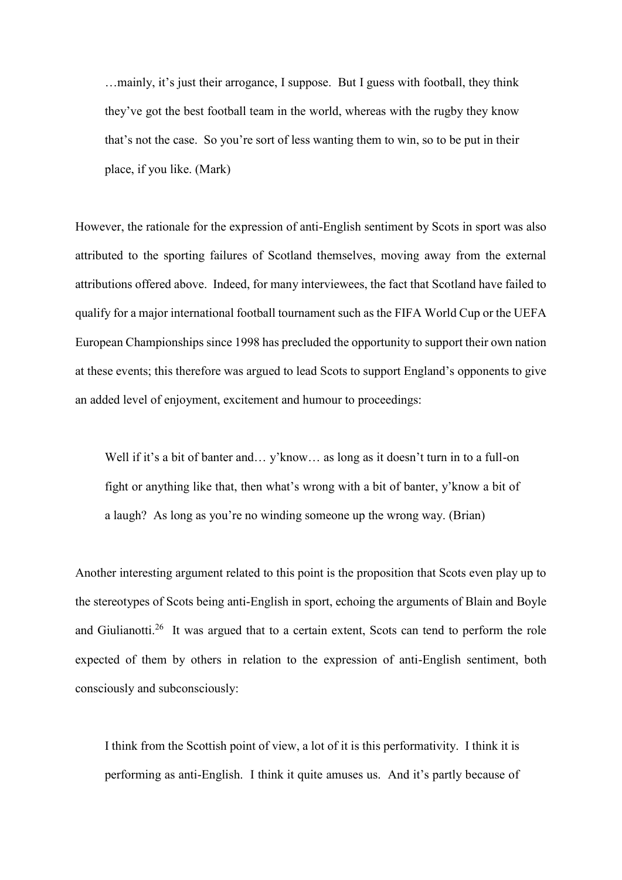> …mainly, it's just their arrogance, I suppose. But I guess with football, they think they've got the best football team in the world, whereas with the rugby they know that's not the case. So you're sort of less wanting them to win, so to be put in their place, if you like. (Mark)

However, the rationale for the expression of anti-English sentiment by Scots in sport was also attributed to the sporting failures of Scotland themselves, moving away from the external attributions offered above. Indeed, for many interviewees, the fact that Scotland have failed to qualify for a major international football tournament such as the FIFA World Cup or the UEFA European Championships since 1998 has precluded the opportunity to support their own nation at these events; this therefore was argued to lead Scots to support England's opponents to give an added level of enjoyment, excitement and humour to proceedings:

> Well if it's a bit of banter and… y'know… as long as it doesn't turn in to a full-on fight or anything like that, then what's wrong with a bit of banter, y'know a bit of a laugh? As long as you're no winding someone up the wrong way. (Brian)

Another interesting argument related to this point is the proposition that Scots even play up to the stereotypes of Scots being anti-English in sport, echoing the arguments of Blain and Boyle and Giulianotti.[26] It was argued that to a certain extent, Scots can tend to perform the role expected of them by others in relation to the expression of anti-English sentiment, both consciously and subconsciously:

> I think from the Scottish point of view, a lot of it is this performativity. I think it is performing as anti-English. I think it quite amuses us. And it's partly because of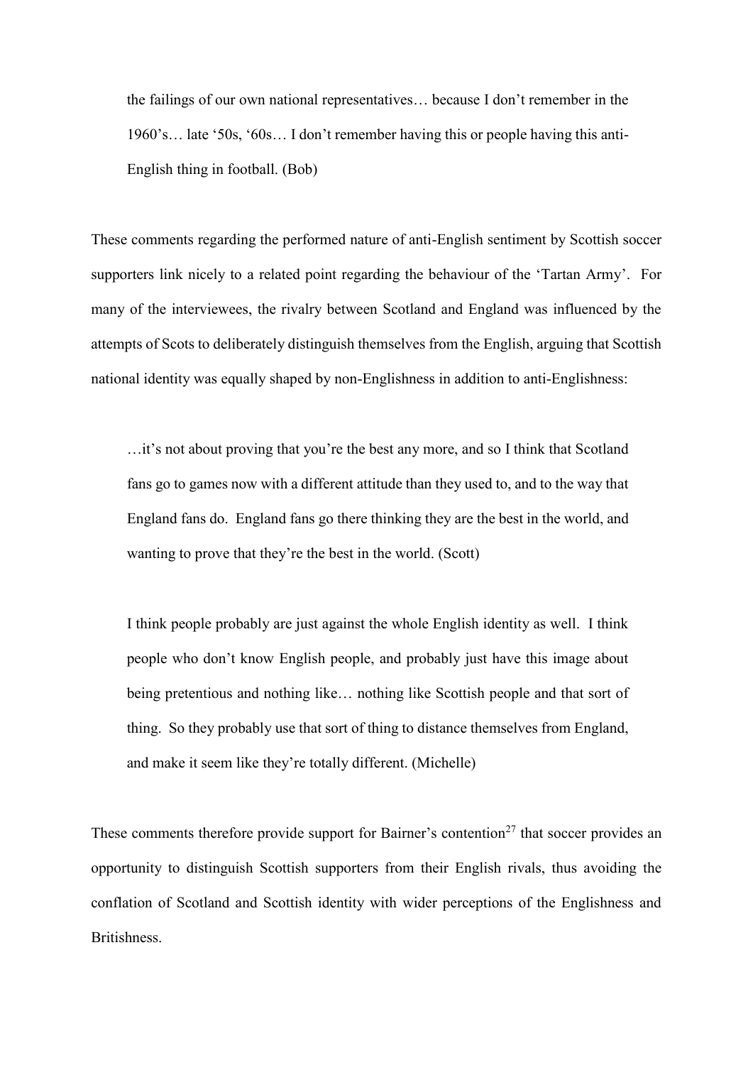> the failings of our own national representatives… because I don't remember in the 1960's… late '50s, '60s… I don't remember having this or people having this anti-English thing in football. (Bob)

These comments regarding the performed nature of anti-English sentiment by Scottish soccer supporters link nicely to a related point regarding the behaviour of the 'Tartan Army'. For many of the interviewees, the rivalry between Scotland and England was influenced by the attempts of Scots to deliberately distinguish themselves from the English, arguing that Scottish national identity was equally shaped by non-Englishness in addition to anti-Englishness:

> …it's not about proving that you're the best any more, and so I think that Scotland fans go to games now with a different attitude than they used to, and to the way that England fans do. England fans go there thinking they are the best in the world, and wanting to prove that they're the best in the world. (Scott)

> I think people probably are just against the whole English identity as well. I think people who don't know English people, and probably just have this image about being pretentious and nothing like… nothing like Scottish people and that sort of thing. So they probably use that sort of thing to distance themselves from England, and make it seem like they're totally different. (Michelle)

These comments therefore provide support for Bairner's contention[27] that soccer provides an opportunity to distinguish Scottish supporters from their English rivals, thus avoiding the conflation of Scotland and Scottish identity with wider perceptions of the Englishness and Britishness.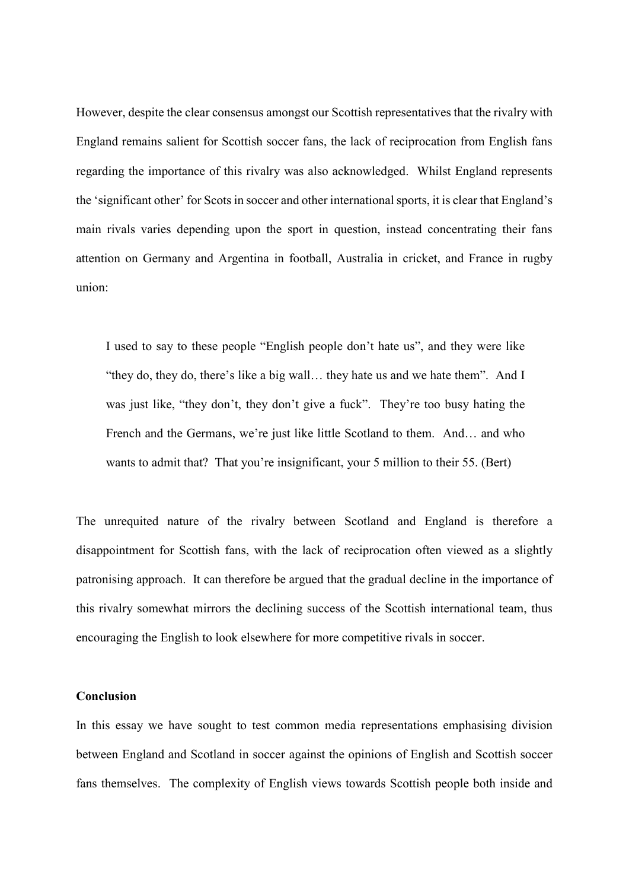However, despite the clear consensus amongst our Scottish representatives that the rivalry with England remains salient for Scottish soccer fans, the lack of reciprocation from English fans regarding the importance of this rivalry was also acknowledged. Whilst England represents the 'significant other' for Scots in soccer and other international sports, it is clear that England's main rivals varies depending upon the sport in question, instead concentrating their fans attention on Germany and Argentina in football, Australia in cricket, and France in rugby union:

> I used to say to these people "English people don't hate us", and they were like "they do, they do, there's like a big wall… they hate us and we hate them". And I was just like, "they don't, they don't give a fuck". They're too busy hating the French and the Germans, we're just like little Scotland to them. And… and who wants to admit that? That you're insignificant, your 5 million to their 55. (Bert)

The unrequited nature of the rivalry between Scotland and England is therefore a disappointment for Scottish fans, with the lack of reciprocation often viewed as a slightly patronising approach. It can therefore be argued that the gradual decline in the importance of this rivalry somewhat mirrors the declining success of the Scottish international team, thus encouraging the English to look elsewhere for more competitive rivals in soccer.

**Conclusion**

In this essay we have sought to test common media representations emphasising division between England and Scotland in soccer against the opinions of English and Scottish soccer fans themselves. The complexity of English views towards Scottish people both inside and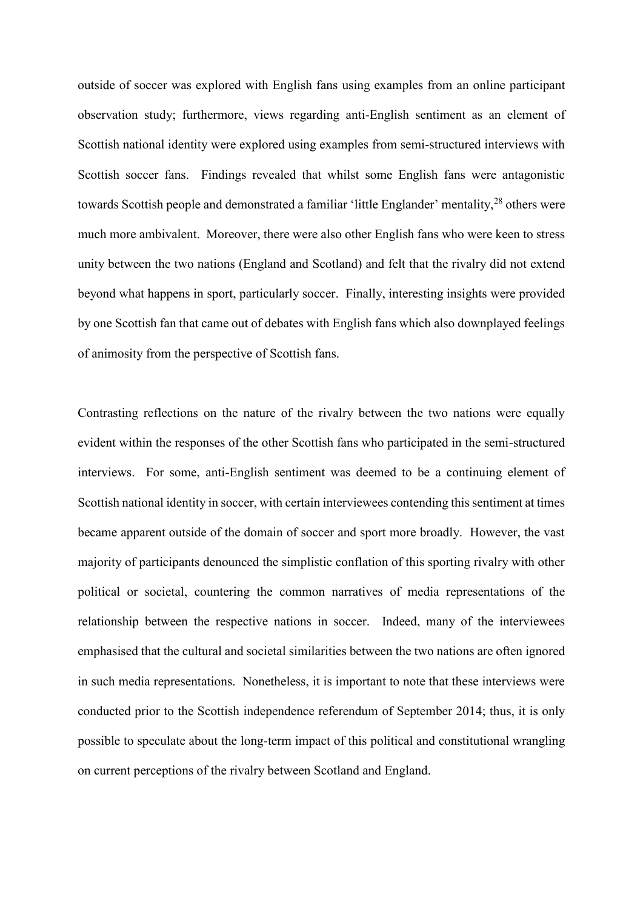outside of soccer was explored with English fans using examples from an online participant observation study; furthermore, views regarding anti-English sentiment as an element of Scottish national identity were explored using examples from semi-structured interviews with Scottish soccer fans. Findings revealed that whilst some English fans were antagonistic towards Scottish people and demonstrated a familiar 'little Englander' mentality,[28] others were much more ambivalent. Moreover, there were also other English fans who were keen to stress unity between the two nations (England and Scotland) and felt that the rivalry did not extend beyond what happens in sport, particularly soccer. Finally, interesting insights were provided by one Scottish fan that came out of debates with English fans which also downplayed feelings of animosity from the perspective of Scottish fans.

Contrasting reflections on the nature of the rivalry between the two nations were equally evident within the responses of the other Scottish fans who participated in the semi-structured interviews. For some, anti-English sentiment was deemed to be a continuing element of Scottish national identity in soccer, with certain interviewees contending this sentiment at times became apparent outside of the domain of soccer and sport more broadly. However, the vast majority of participants denounced the simplistic conflation of this sporting rivalry with other political or societal, countering the common narratives of media representations of the relationship between the respective nations in soccer. Indeed, many of the interviewees emphasised that the cultural and societal similarities between the two nations are often ignored in such media representations. Nonetheless, it is important to note that these interviews were conducted prior to the Scottish independence referendum of September 2014; thus, it is only possible to speculate about the long-term impact of this political and constitutional wrangling on current perceptions of the rivalry between Scotland and England.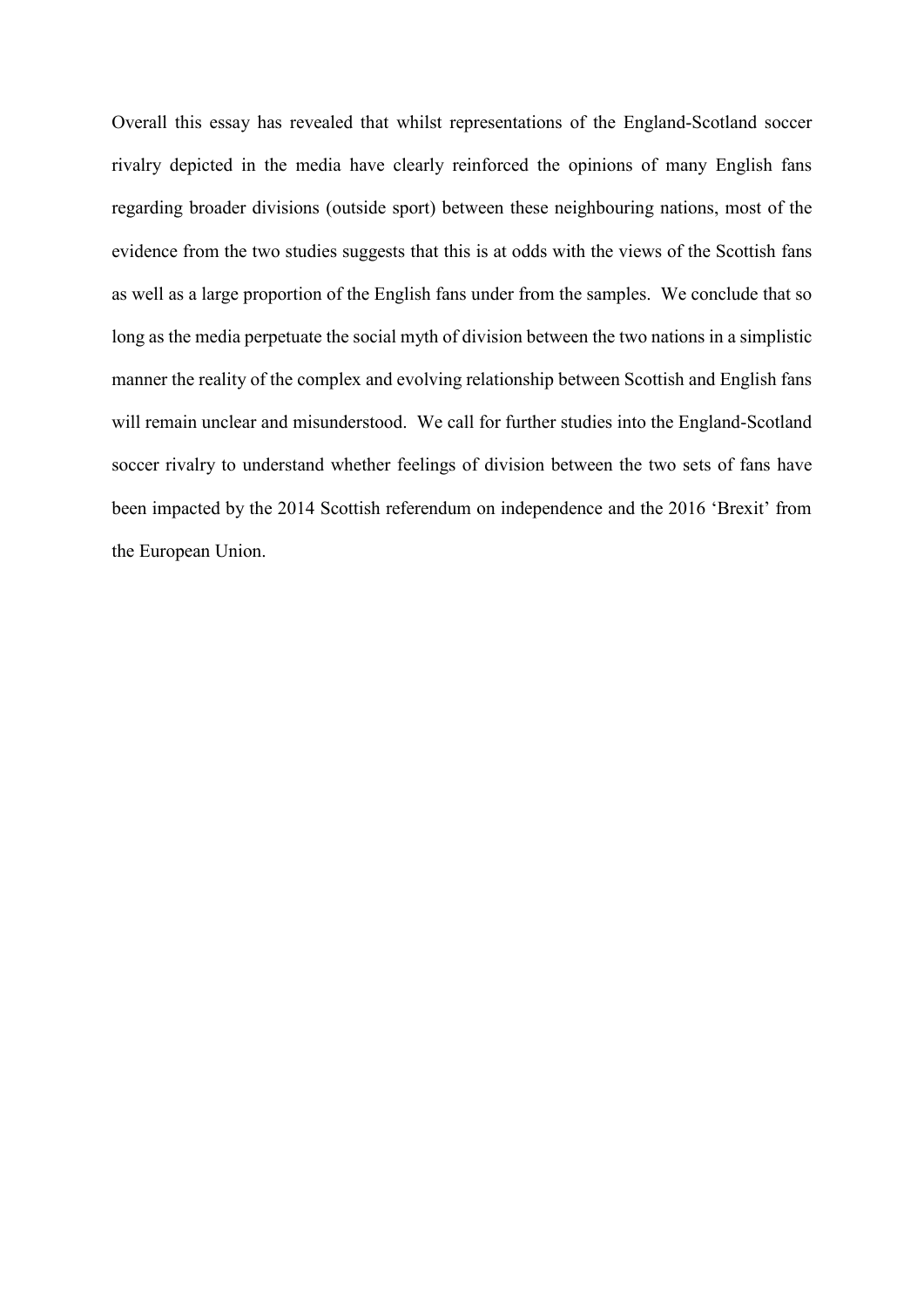Overall this essay has revealed that whilst representations of the England-Scotland soccer rivalry depicted in the media have clearly reinforced the opinions of many English fans regarding broader divisions (outside sport) between these neighbouring nations, most of the evidence from the two studies suggests that this is at odds with the views of the Scottish fans as well as a large proportion of the English fans under from the samples. We conclude that so long as the media perpetuate the social myth of division between the two nations in a simplistic manner the reality of the complex and evolving relationship between Scottish and English fans will remain unclear and misunderstood. We call for further studies into the England-Scotland soccer rivalry to understand whether feelings of division between the two sets of fans have been impacted by the 2014 Scottish referendum on independence and the 2016 'Brexit' from the European Union.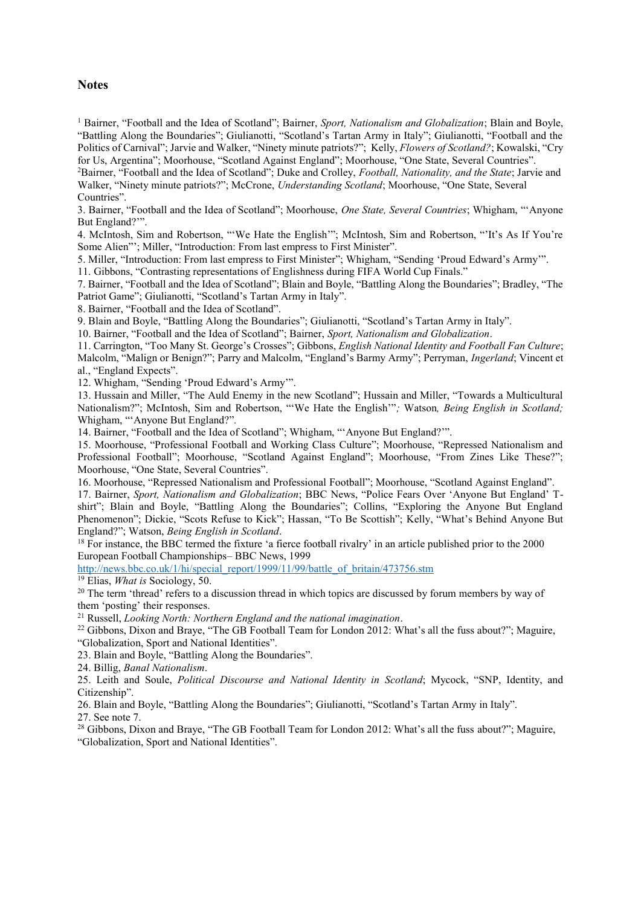## Notes

[1] Bairner, "Football and the Idea of Scotland"; Bairner, *Sport, Nationalism and Globalization*; Blain and Boyle, "Battling Along the Boundaries"; Giulianotti, "Scotland's Tartan Army in Italy"; Giulianotti, "Football and the Politics of Carnival"; Jarvie and Walker, "Ninety minute patriots?"; Kelly, *Flowers of Scotland?*; Kowalski, "Cry for Us, Argentina"; Moorhouse, "Scotland Against England"; Moorhouse, "One State, Several Countries".

[2]Bairner, "Football and the Idea of Scotland"; Duke and Crolley, *Football, Nationality, and the State*; Jarvie and Walker, "Ninety minute patriots?"; McCrone, *Understanding Scotland*; Moorhouse, "One State, Several Countries".

3. Bairner, "Football and the Idea of Scotland"; Moorhouse, *One State, Several Countries*; Whigham, "'Anyone But England?'".

4. McIntosh, Sim and Robertson, "'We Hate the English'"; McIntosh, Sim and Robertson, "'It's As If You're Some Alien'"; Miller, "Introduction: From last empress to First Minister".

5. Miller, "Introduction: From last empress to First Minister"; Whigham, "Sending 'Proud Edward's Army'".

11. Gibbons, "Contrasting representations of Englishness during FIFA World Cup Finals."

7. Bairner, "Football and the Idea of Scotland"; Blain and Boyle, "Battling Along the Boundaries"; Bradley, "The Patriot Game"; Giulianotti, "Scotland's Tartan Army in Italy".

8. Bairner, "Football and the Idea of Scotland".

9. Blain and Boyle, "Battling Along the Boundaries"; Giulianotti, "Scotland's Tartan Army in Italy".

10. Bairner, "Football and the Idea of Scotland"; Bairner, *Sport, Nationalism and Globalization*.

11. Carrington, "Too Many St. George's Crosses"; Gibbons, *English National Identity and Football Fan Culture*; Malcolm, "Malign or Benign?"; Parry and Malcolm, "England's Barmy Army"; Perryman, *Ingerland*; Vincent et al., "England Expects".

12. Whigham, "Sending 'Proud Edward's Army'".

13. Hussain and Miller, "The Auld Enemy in the new Scotland"; Hussain and Miller, "Towards a Multicultural Nationalism?"; McIntosh, Sim and Robertson, "'We Hate the English'"*;* Watson*, Being English in Scotland;* Whigham, "'Anyone But England?".

14. Bairner, "Football and the Idea of Scotland"; Whigham, "'Anyone But England?'".

15. Moorhouse, "Professional Football and Working Class Culture"; Moorhouse, "Repressed Nationalism and Professional Football"; Moorhouse, "Scotland Against England"; Moorhouse, "From Zines Like These?"; Moorhouse, "One State, Several Countries".

16. Moorhouse, "Repressed Nationalism and Professional Football"; Moorhouse, "Scotland Against England".

17. Bairner, *Sport, Nationalism and Globalization*; BBC News, "Police Fears Over 'Anyone But England' T-shirt"; Blain and Boyle, "Battling Along the Boundaries"; Collins, "Exploring the Anyone But England Phenomenon"; Dickie, "Scots Refuse to Kick"; Hassan, "To Be Scottish"; Kelly, "What's Behind Anyone But England?"; Watson, *Being English in Scotland*.

[18] For instance, the BBC termed the fixture 'a fierce football rivalry' in an article published prior to the 2000 European Football Championships– BBC News, 1999 http://news.bbc.co.uk/1/hi/special_report/1999/11/99/battle_of_britain/473756.stm

[19] Elias, *What is* Sociology, 50.

[20] The term 'thread' refers to a discussion thread in which topics are discussed by forum members by way of them 'posting' their responses.

[21] Russell, *Looking North: Northern England and the national imagination*.

[22] Gibbons, Dixon and Braye, "The GB Football Team for London 2012: What's all the fuss about?"; Maguire, "Globalization, Sport and National Identities".

23. Blain and Boyle, "Battling Along the Boundaries".

24. Billig, *Banal Nationalism*.

25. Leith and Soule, *Political Discourse and National Identity in Scotland*; Mycock, "SNP, Identity, and Citizenship".

26. Blain and Boyle, "Battling Along the Boundaries"; Giulianotti, "Scotland's Tartan Army in Italy".

27. See note 7.

[28] Gibbons, Dixon and Braye, "The GB Football Team for London 2012: What's all the fuss about?"; Maguire, "Globalization, Sport and National Identities".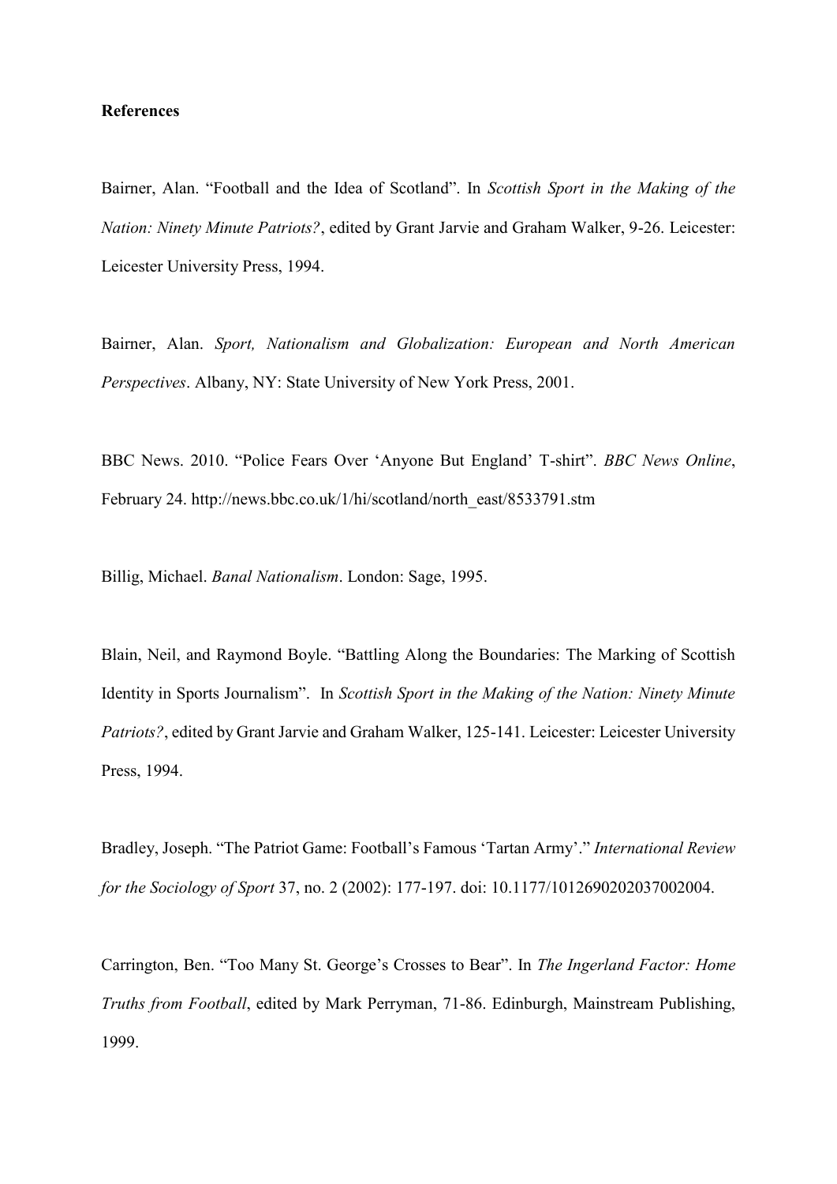**References**

Bairner, Alan. "Football and the Idea of Scotland". In *Scottish Sport in the Making of the Nation: Ninety Minute Patriots?*, edited by Grant Jarvie and Graham Walker, 9-26. Leicester: Leicester University Press, 1994.

Bairner, Alan. *Sport, Nationalism and Globalization: European and North American Perspectives*. Albany, NY: State University of New York Press, 2001.

BBC News. 2010. "Police Fears Over 'Anyone But England' T-shirt". *BBC News Online*, February 24. http://news.bbc.co.uk/1/hi/scotland/north_east/8533791.stm

Billig, Michael. *Banal Nationalism*. London: Sage, 1995.

Blain, Neil, and Raymond Boyle. "Battling Along the Boundaries: The Marking of Scottish Identity in Sports Journalism". In *Scottish Sport in the Making of the Nation: Ninety Minute Patriots?*, edited by Grant Jarvie and Graham Walker, 125-141. Leicester: Leicester University Press, 1994.

Bradley, Joseph. "The Patriot Game: Football's Famous 'Tartan Army'." *International Review for the Sociology of Sport* 37, no. 2 (2002): 177-197. doi: 10.1177/1012690202037002004.

Carrington, Ben. "Too Many St. George's Crosses to Bear". In *The Ingerland Factor: Home Truths from Football*, edited by Mark Perryman, 71-86. Edinburgh, Mainstream Publishing, 1999.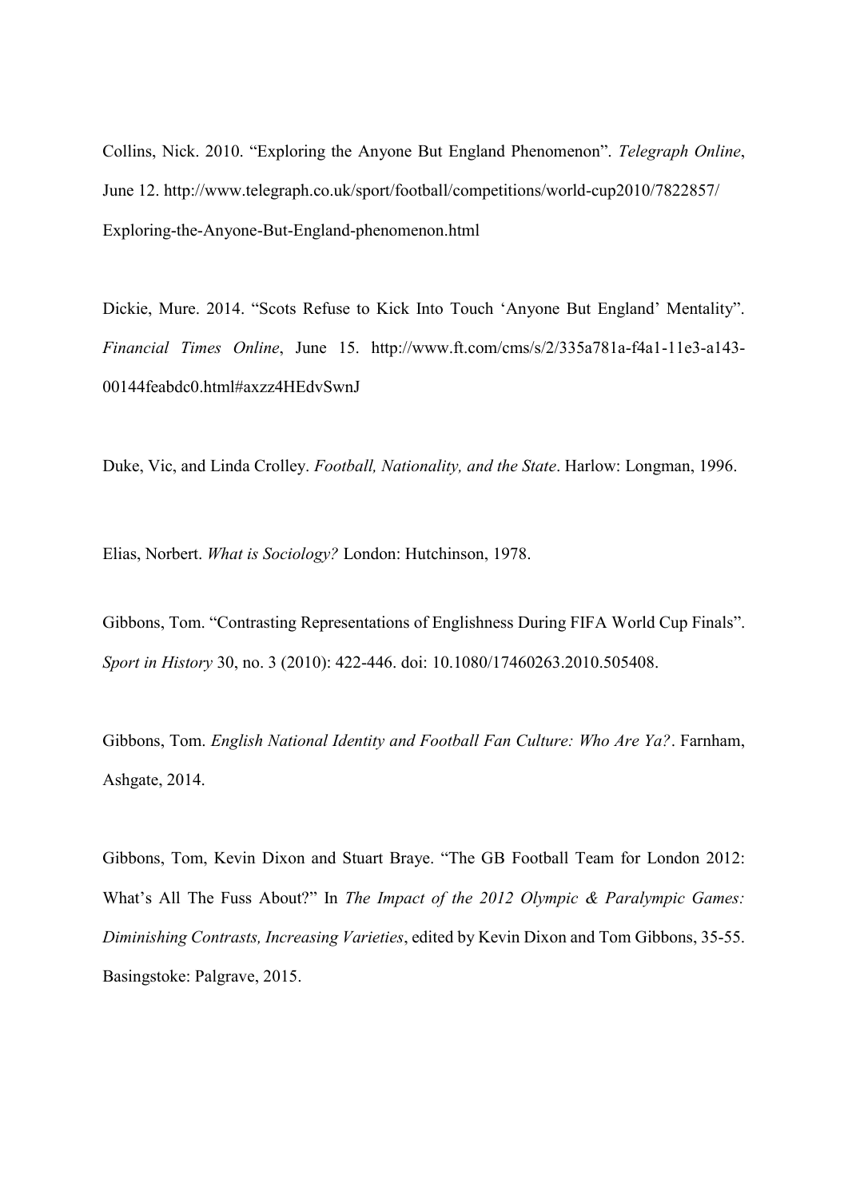Collins, Nick. 2010. “Exploring the Anyone But England Phenomenon”. *Telegraph Online*, June 12. http://www.telegraph.co.uk/sport/football/competitions/world-cup2010/7822857/Exploring-the-Anyone-But-England-phenomenon.html

Dickie, Mure. 2014. “Scots Refuse to Kick Into Touch ‘Anyone But England’ Mentality”. *Financial Times Online*, June 15. http://www.ft.com/cms/s/2/335a781a-f4a1-11e3-a143-00144feabdc0.html#axzz4HEdvSwnJ

Duke, Vic, and Linda Crolley. *Football, Nationality, and the State*. Harlow: Longman, 1996.

Elias, Norbert. *What is Sociology?* London: Hutchinson, 1978.

Gibbons, Tom. “Contrasting Representations of Englishness During FIFA World Cup Finals”. *Sport in History* 30, no. 3 (2010): 422-446. doi: 10.1080/17460263.2010.505408.

Gibbons, Tom. *English National Identity and Football Fan Culture: Who Are Ya?*. Farnham, Ashgate, 2014.

Gibbons, Tom, Kevin Dixon and Stuart Braye. “The GB Football Team for London 2012: What’s All The Fuss About?” In *The Impact of the 2012 Olympic & Paralympic Games: Diminishing Contrasts, Increasing Varieties*, edited by Kevin Dixon and Tom Gibbons, 35-55. Basingstoke: Palgrave, 2015.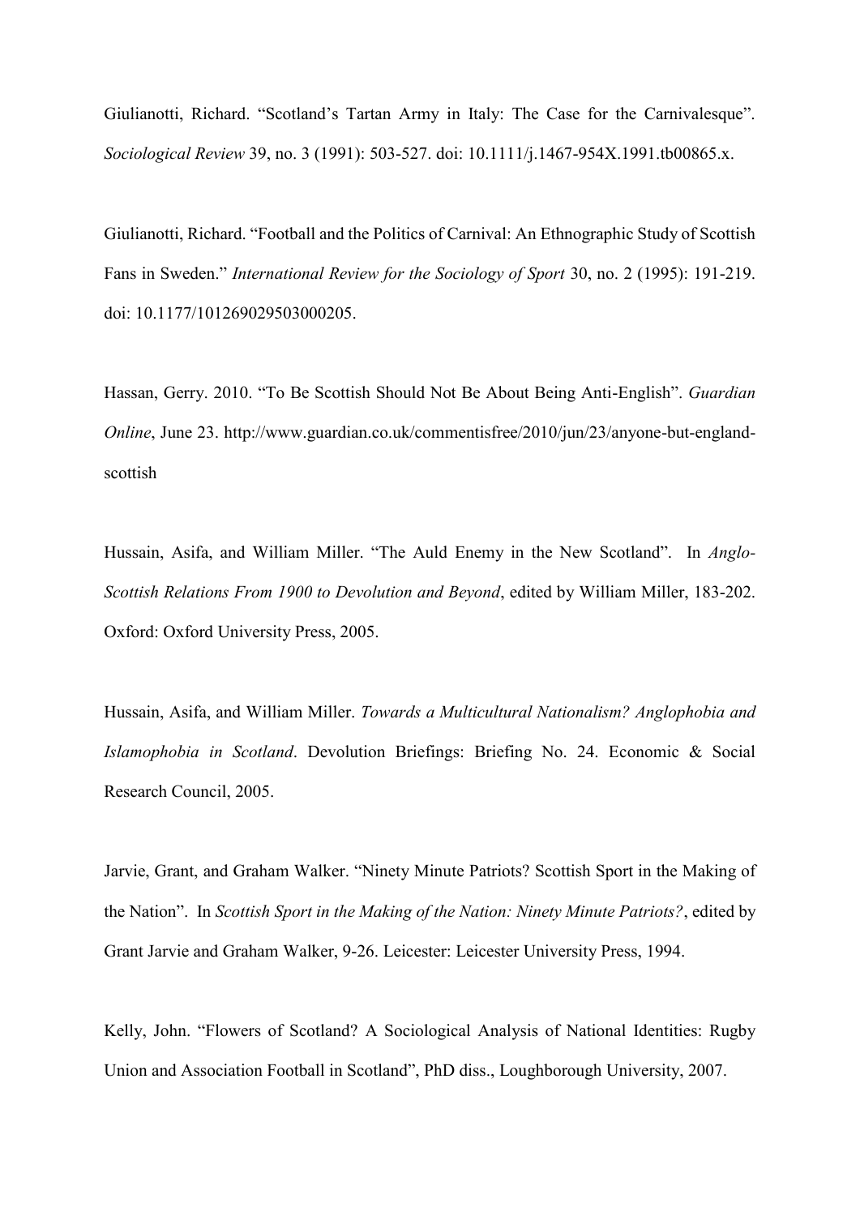Giulianotti, Richard. “Scotland’s Tartan Army in Italy: The Case for the Carnivalesque”. *Sociological Review* 39, no. 3 (1991): 503-527. doi: 10.1111/j.1467-954X.1991.tb00865.x.

Giulianotti, Richard. “Football and the Politics of Carnival: An Ethnographic Study of Scottish Fans in Sweden.” *International Review for the Sociology of Sport* 30, no. 2 (1995): 191-219. doi: 10.1177/101269029503000205.

Hassan, Gerry. 2010. “To Be Scottish Should Not Be About Being Anti-English”. *Guardian Online*, June 23. http://www.guardian.co.uk/commentisfree/2010/jun/23/anyone-but-england-scottish

Hussain, Asifa, and William Miller. “The Auld Enemy in the New Scotland”. In *Anglo-Scottish Relations From 1900 to Devolution and Beyond*, edited by William Miller, 183-202. Oxford: Oxford University Press, 2005.

Hussain, Asifa, and William Miller. *Towards a Multicultural Nationalism? Anglophobia and Islamophobia in Scotland*. Devolution Briefings: Briefing No. 24. Economic & Social Research Council, 2005.

Jarvie, Grant, and Graham Walker. “Ninety Minute Patriots? Scottish Sport in the Making of the Nation”. In *Scottish Sport in the Making of the Nation: Ninety Minute Patriots?*, edited by Grant Jarvie and Graham Walker, 9-26. Leicester: Leicester University Press, 1994.

Kelly, John. “Flowers of Scotland? A Sociological Analysis of National Identities: Rugby Union and Association Football in Scotland”, PhD diss., Loughborough University, 2007.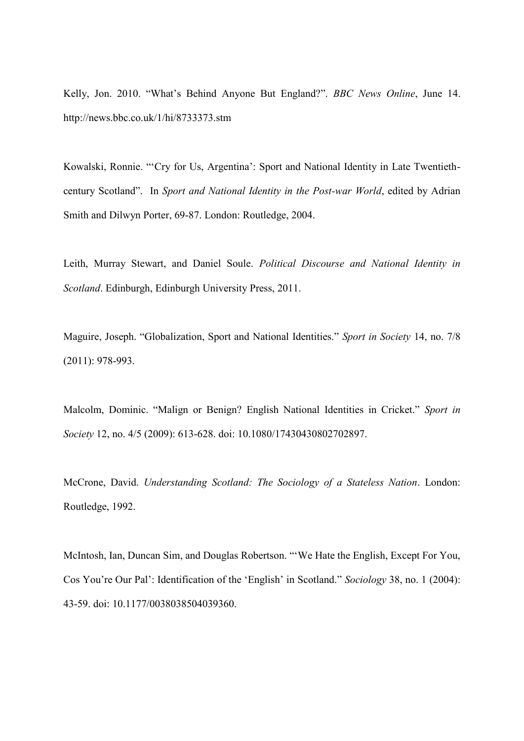Kelly, Jon. 2010. "What's Behind Anyone But England?". *BBC News Online*, June 14. http://news.bbc.co.uk/1/hi/8733373.stm

Kowalski, Ronnie. "'Cry for Us, Argentina': Sport and National Identity in Late Twentieth-century Scotland". In *Sport and National Identity in the Post-war World*, edited by Adrian Smith and Dilwyn Porter, 69-87. London: Routledge, 2004.

Leith, Murray Stewart, and Daniel Soule. *Political Discourse and National Identity in Scotland*. Edinburgh, Edinburgh University Press, 2011.

Maguire, Joseph. "Globalization, Sport and National Identities." *Sport in Society* 14, no. 7/8 (2011): 978-993.

Malcolm, Dominic. "Malign or Benign? English National Identities in Cricket." *Sport in Society* 12, no. 4/5 (2009): 613-628. doi: 10.1080/17430430802702897.

McCrone, David. *Understanding Scotland: The Sociology of a Stateless Nation*. London: Routledge, 1992.

McIntosh, Ian, Duncan Sim, and Douglas Robertson. "'We Hate the English, Except For You, Cos You're Our Pal': Identification of the 'English' in Scotland." *Sociology* 38, no. 1 (2004): 43-59. doi: 10.1177/0038038504039360.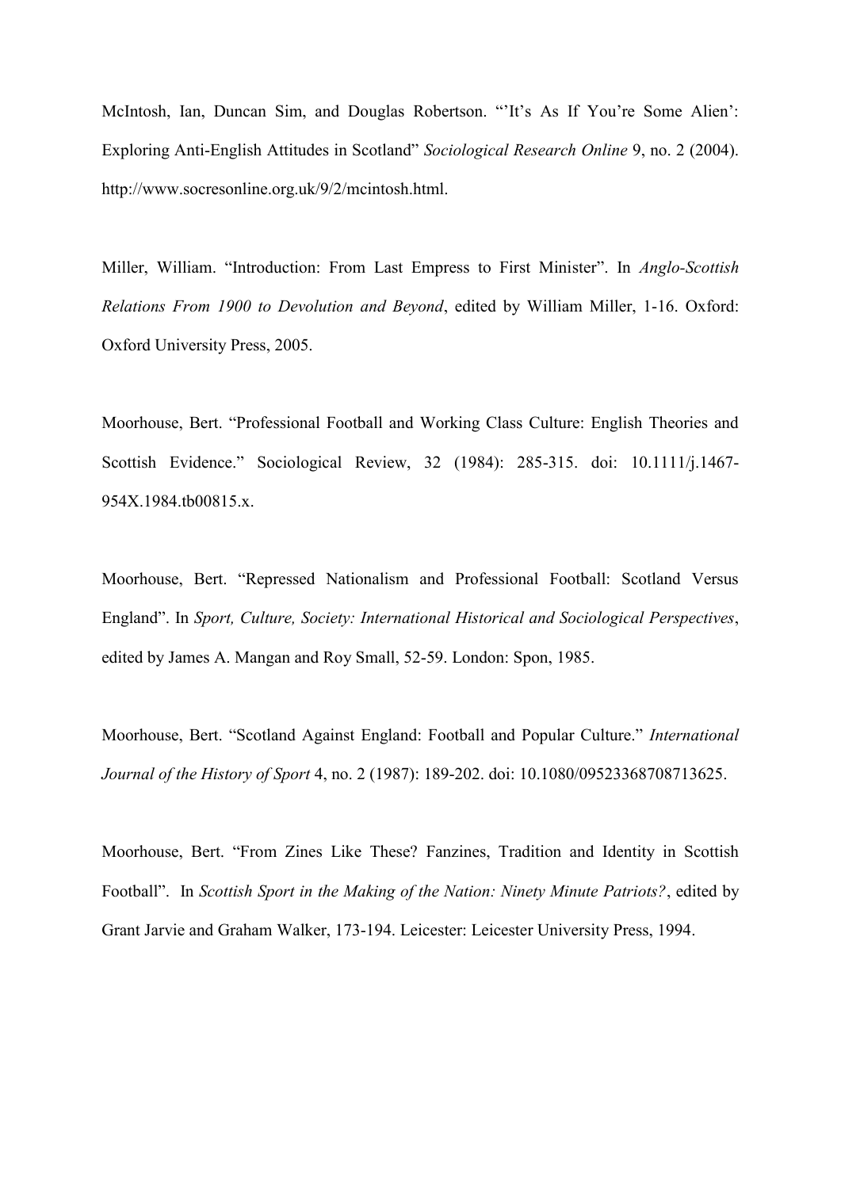McIntosh, Ian, Duncan Sim, and Douglas Robertson. "'It's As If You're Some Alien': Exploring Anti-English Attitudes in Scotland" *Sociological Research Online* 9, no. 2 (2004). http://www.socresonline.org.uk/9/2/mcintosh.html.

Miller, William. "Introduction: From Last Empress to First Minister". In *Anglo-Scottish Relations From 1900 to Devolution and Beyond*, edited by William Miller, 1-16. Oxford: Oxford University Press, 2005.

Moorhouse, Bert. "Professional Football and Working Class Culture: English Theories and Scottish Evidence." Sociological Review, 32 (1984): 285-315. doi: 10.1111/j.1467-954X.1984.tb00815.x.

Moorhouse, Bert. "Repressed Nationalism and Professional Football: Scotland Versus England". In *Sport, Culture, Society: International Historical and Sociological Perspectives*, edited by James A. Mangan and Roy Small, 52-59. London: Spon, 1985.

Moorhouse, Bert. "Scotland Against England: Football and Popular Culture." *International Journal of the History of Sport* 4, no. 2 (1987): 189-202. doi: 10.1080/09523368708713625.

Moorhouse, Bert. "From Zines Like These? Fanzines, Tradition and Identity in Scottish Football". In *Scottish Sport in the Making of the Nation: Ninety Minute Patriots?*, edited by Grant Jarvie and Graham Walker, 173-194. Leicester: Leicester University Press, 1994.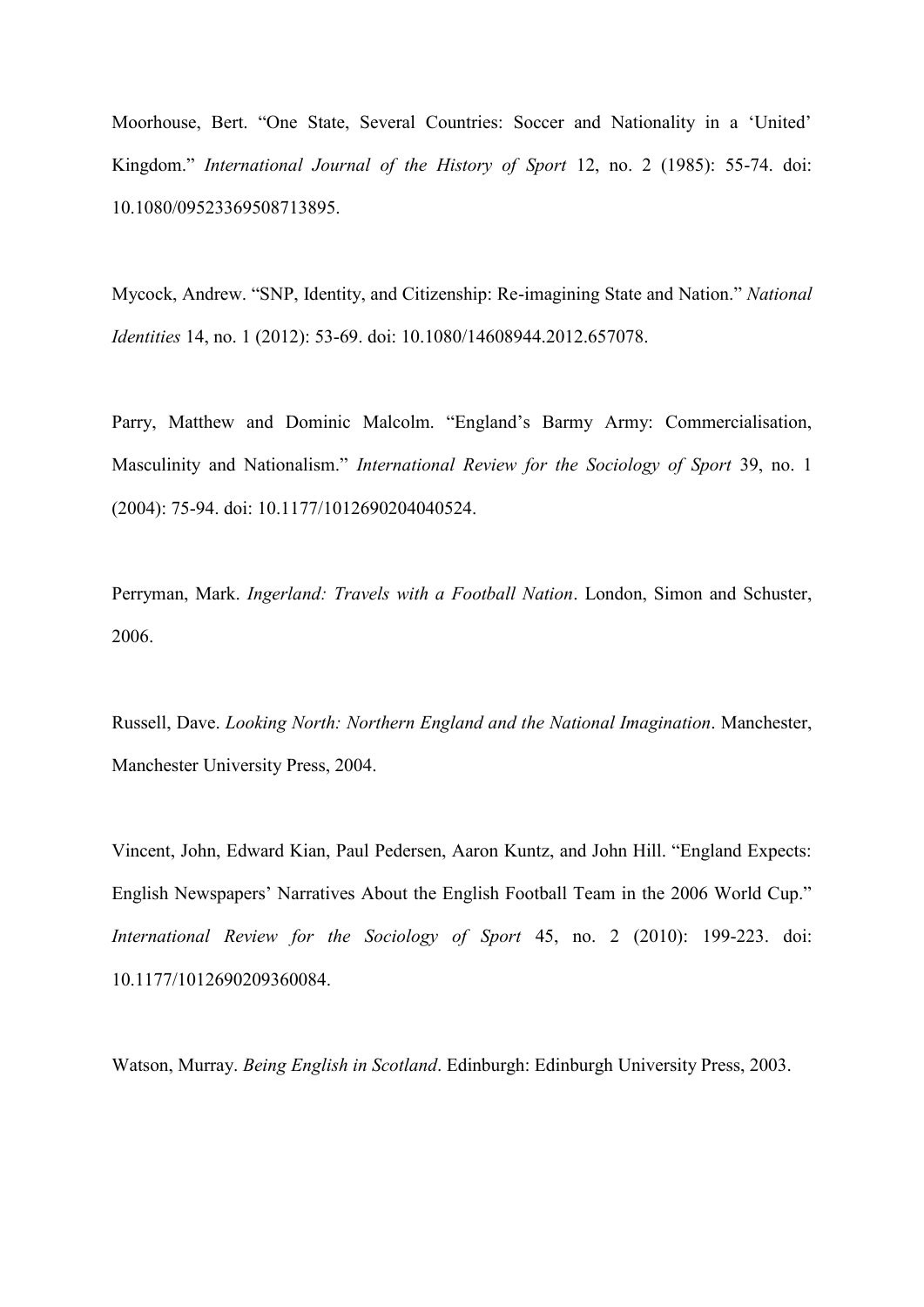Moorhouse, Bert. “One State, Several Countries: Soccer and Nationality in a ‘United’ Kingdom.” *International Journal of the History of Sport* 12, no. 2 (1985): 55-74. doi: 10.1080/09523369508713895.

Mycock, Andrew. “SNP, Identity, and Citizenship: Re-imagining State and Nation.” *National Identities* 14, no. 1 (2012): 53-69. doi: 10.1080/14608944.2012.657078.

Parry, Matthew and Dominic Malcolm. “England’s Barmy Army: Commercialisation, Masculinity and Nationalism.” *International Review for the Sociology of Sport* 39, no. 1 (2004): 75-94. doi: 10.1177/1012690204040524.

Perryman, Mark. *Ingerland: Travels with a Football Nation*. London, Simon and Schuster, 2006.

Russell, Dave. *Looking North: Northern England and the National Imagination*. Manchester, Manchester University Press, 2004.

Vincent, John, Edward Kian, Paul Pedersen, Aaron Kuntz, and John Hill. “England Expects: English Newspapers’ Narratives About the English Football Team in the 2006 World Cup.” *International Review for the Sociology of Sport* 45, no. 2 (2010): 199-223. doi: 10.1177/1012690209360084.

Watson, Murray. *Being English in Scotland*. Edinburgh: Edinburgh University Press, 2003.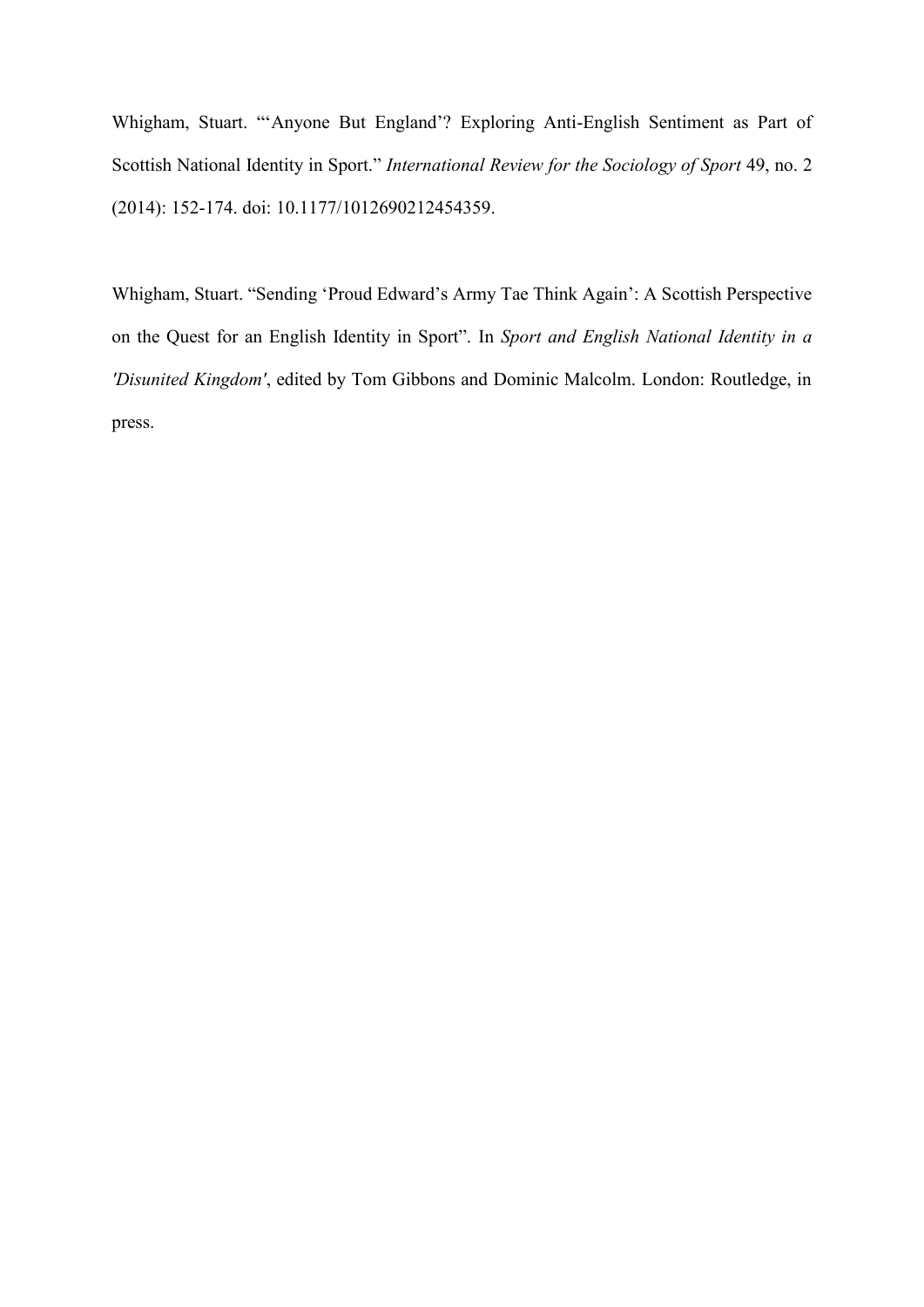Whigham, Stuart. "'Anyone But England'? Exploring Anti-English Sentiment as Part of Scottish National Identity in Sport." *International Review for the Sociology of Sport* 49, no. 2 (2014): 152-174. doi: 10.1177/1012690212454359.

Whigham, Stuart. "Sending 'Proud Edward's Army Tae Think Again': A Scottish Perspective on the Quest for an English Identity in Sport". In *Sport and English National Identity in a 'Disunited Kingdom'*, edited by Tom Gibbons and Dominic Malcolm. London: Routledge, in press.